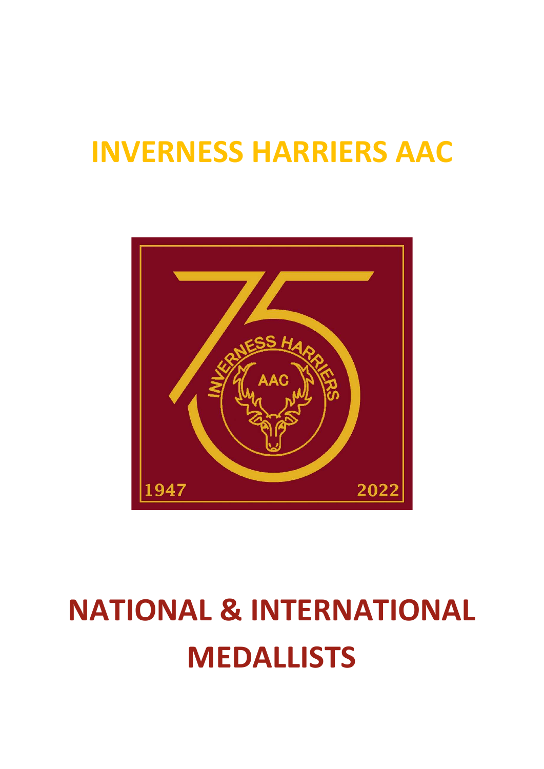# INVERNESS HARRIERS AAC

# NATIONAL & INTERNATIONAL MEDALLISTS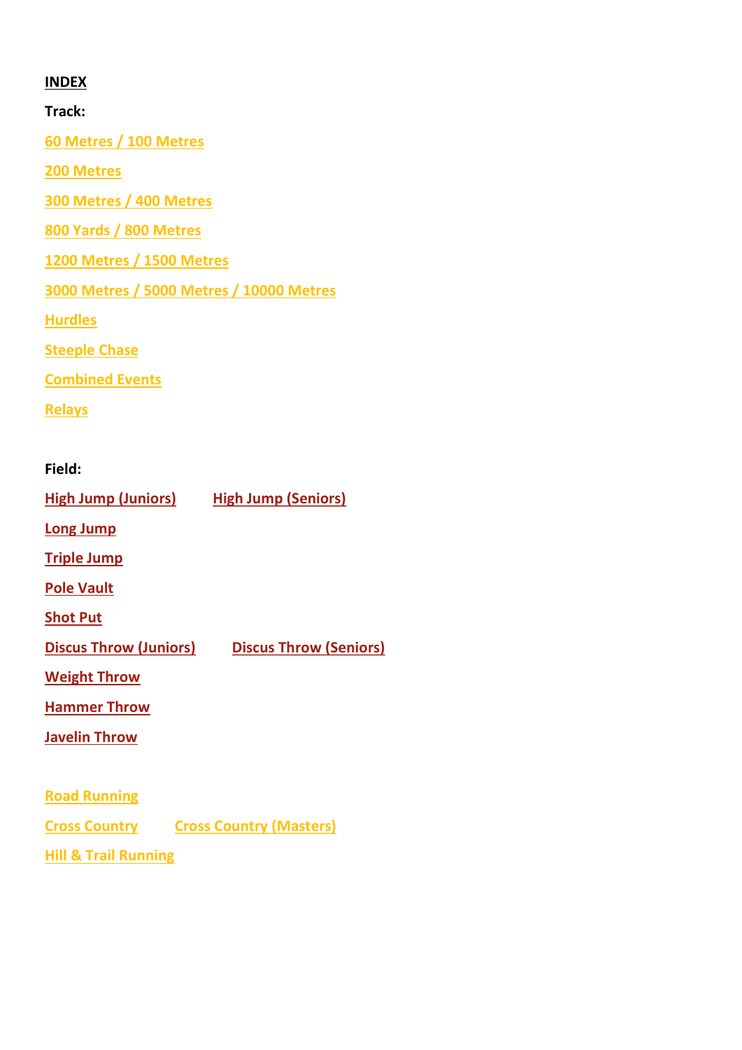**INDEX**

**Track:**

60 Metres / 100 Metres

200 Metres

300 Metres / 400 Metres

800 Yards / 800 Metres

1200 Metres / 1500 Metres

3000 Metres / 5000 Metres / 10000 Metres

Hurdles

Steeple Chase

Combined Events

Relays

**Field:**

High Jump (Juniors)    High Jump (Seniors)

Long Jump

Triple Jump

Pole Vault

Shot Put

Discus Throw (Juniors)    Discus Throw (Seniors)

Weight Throw

Hammer Throw

Javelin Throw

Road Running

Cross Country    Cross Country (Masters)

Hill & Trail Running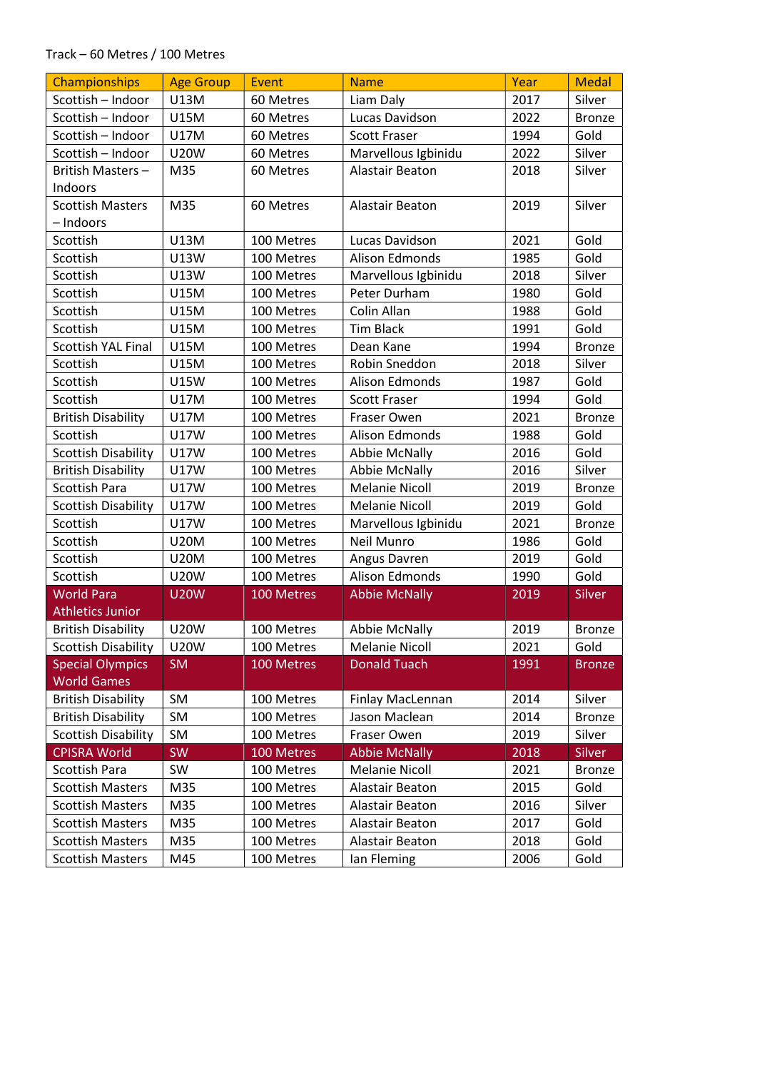Track – 60 Metres / 100 Metres

| Championships | Age Group | Event | Name | Year | Medal |
|---|---|---|---|---|---|
| Scottish – Indoor | U13M | 60 Metres | Liam Daly | 2017 | Silver |
| Scottish – Indoor | U15M | 60 Metres | Lucas Davidson | 2022 | Bronze |
| Scottish – Indoor | U17M | 60 Metres | Scott Fraser | 1994 | Gold |
| Scottish – Indoor | U20W | 60 Metres | Marvellous Igbinidu | 2022 | Silver |
| British Masters – Indoors | M35 | 60 Metres | Alastair Beaton | 2018 | Silver |
| Scottish Masters – Indoors | M35 | 60 Metres | Alastair Beaton | 2019 | Silver |
| Scottish | U13M | 100 Metres | Lucas Davidson | 2021 | Gold |
| Scottish | U13W | 100 Metres | Alison Edmonds | 1985 | Gold |
| Scottish | U13W | 100 Metres | Marvellous Igbinidu | 2018 | Silver |
| Scottish | U15M | 100 Metres | Peter Durham | 1980 | Gold |
| Scottish | U15M | 100 Metres | Colin Allan | 1988 | Gold |
| Scottish | U15M | 100 Metres | Tim Black | 1991 | Gold |
| Scottish YAL Final | U15M | 100 Metres | Dean Kane | 1994 | Bronze |
| Scottish | U15M | 100 Metres | Robin Sneddon | 2018 | Silver |
| Scottish | U15W | 100 Metres | Alison Edmonds | 1987 | Gold |
| Scottish | U17M | 100 Metres | Scott Fraser | 1994 | Gold |
| British Disability | U17M | 100 Metres | Fraser Owen | 2021 | Bronze |
| Scottish | U17W | 100 Metres | Alison Edmonds | 1988 | Gold |
| Scottish Disability | U17W | 100 Metres | Abbie McNally | 2016 | Gold |
| British Disability | U17W | 100 Metres | Abbie McNally | 2016 | Silver |
| Scottish Para | U17W | 100 Metres | Melanie Nicoll | 2019 | Bronze |
| Scottish Disability | U17W | 100 Metres | Melanie Nicoll | 2019 | Gold |
| Scottish | U17W | 100 Metres | Marvellous Igbinidu | 2021 | Bronze |
| Scottish | U20M | 100 Metres | Neil Munro | 1986 | Gold |
| Scottish | U20M | 100 Metres | Angus Davren | 2019 | Gold |
| Scottish | U20W | 100 Metres | Alison Edmonds | 1990 | Gold |
| World Para Athletics Junior | U20W | 100 Metres | Abbie McNally | 2019 | Silver |
| British Disability | U20W | 100 Metres | Abbie McNally | 2019 | Bronze |
| Scottish Disability | U20W | 100 Metres | Melanie Nicoll | 2021 | Gold |
| Special Olympics World Games | SM | 100 Metres | Donald Tuach | 1991 | Bronze |
| British Disability | SM | 100 Metres | Finlay MacLennan | 2014 | Silver |
| British Disability | SM | 100 Metres | Jason Maclean | 2014 | Bronze |
| Scottish Disability | SM | 100 Metres | Fraser Owen | 2019 | Silver |
| CPISRA World | SW | 100 Metres | Abbie McNally | 2018 | Silver |
| Scottish Para | SW | 100 Metres | Melanie Nicoll | 2021 | Bronze |
| Scottish Masters | M35 | 100 Metres | Alastair Beaton | 2015 | Gold |
| Scottish Masters | M35 | 100 Metres | Alastair Beaton | 2016 | Silver |
| Scottish Masters | M35 | 100 Metres | Alastair Beaton | 2017 | Gold |
| Scottish Masters | M35 | 100 Metres | Alastair Beaton | 2018 | Gold |
| Scottish Masters | M45 | 100 Metres | Ian Fleming | 2006 | Gold |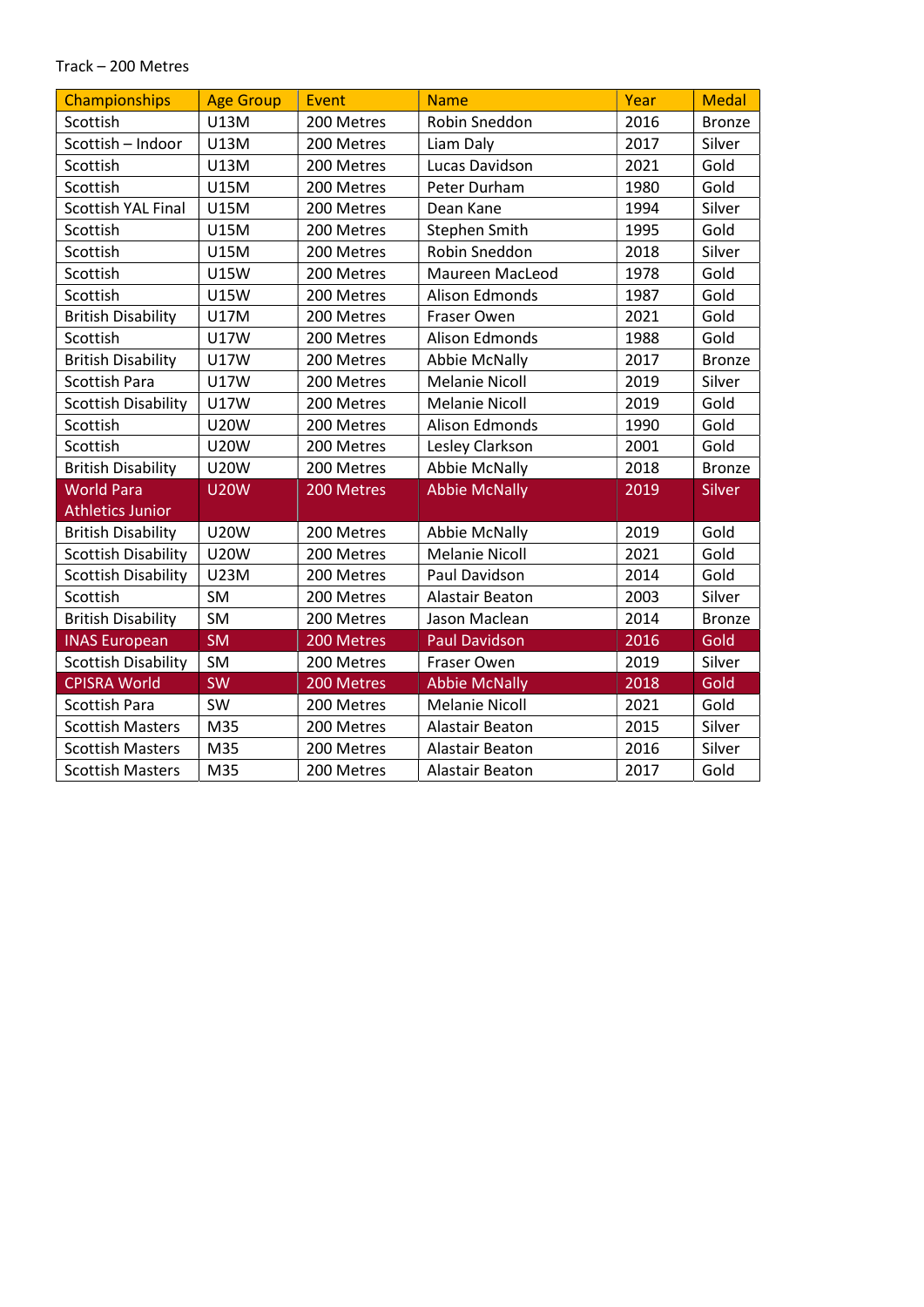Track – 200 Metres

| Championships | Age Group | Event | Name | Year | Medal |
|---|---|---|---|---|---|
| Scottish | U13M | 200 Metres | Robin Sneddon | 2016 | Bronze |
| Scottish – Indoor | U13M | 200 Metres | Liam Daly | 2017 | Silver |
| Scottish | U13M | 200 Metres | Lucas Davidson | 2021 | Gold |
| Scottish | U15M | 200 Metres | Peter Durham | 1980 | Gold |
| Scottish YAL Final | U15M | 200 Metres | Dean Kane | 1994 | Silver |
| Scottish | U15M | 200 Metres | Stephen Smith | 1995 | Gold |
| Scottish | U15M | 200 Metres | Robin Sneddon | 2018 | Silver |
| Scottish | U15W | 200 Metres | Maureen MacLeod | 1978 | Gold |
| Scottish | U15W | 200 Metres | Alison Edmonds | 1987 | Gold |
| British Disability | U17M | 200 Metres | Fraser Owen | 2021 | Gold |
| Scottish | U17W | 200 Metres | Alison Edmonds | 1988 | Gold |
| British Disability | U17W | 200 Metres | Abbie McNally | 2017 | Bronze |
| Scottish Para | U17W | 200 Metres | Melanie Nicoll | 2019 | Silver |
| Scottish Disability | U17W | 200 Metres | Melanie Nicoll | 2019 | Gold |
| Scottish | U20W | 200 Metres | Alison Edmonds | 1990 | Gold |
| Scottish | U20W | 200 Metres | Lesley Clarkson | 2001 | Gold |
| British Disability | U20W | 200 Metres | Abbie McNally | 2018 | Bronze |
| World Para Athletics Junior | U20W | 200 Metres | Abbie McNally | 2019 | Silver |
| British Disability | U20W | 200 Metres | Abbie McNally | 2019 | Gold |
| Scottish Disability | U20W | 200 Metres | Melanie Nicoll | 2021 | Gold |
| Scottish Disability | U23M | 200 Metres | Paul Davidson | 2014 | Gold |
| Scottish | SM | 200 Metres | Alastair Beaton | 2003 | Silver |
| British Disability | SM | 200 Metres | Jason Maclean | 2014 | Bronze |
| INAS European | SM | 200 Metres | Paul Davidson | 2016 | Gold |
| Scottish Disability | SM | 200 Metres | Fraser Owen | 2019 | Silver |
| CPISRA World | SW | 200 Metres | Abbie McNally | 2018 | Gold |
| Scottish Para | SW | 200 Metres | Melanie Nicoll | 2021 | Gold |
| Scottish Masters | M35 | 200 Metres | Alastair Beaton | 2015 | Silver |
| Scottish Masters | M35 | 200 Metres | Alastair Beaton | 2016 | Silver |
| Scottish Masters | M35 | 200 Metres | Alastair Beaton | 2017 | Gold |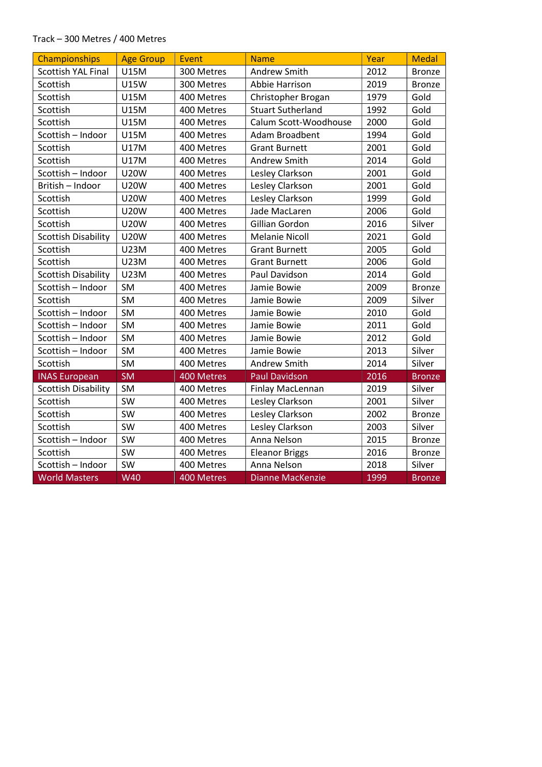Track – 300 Metres / 400 Metres

| Championships | Age Group | Event | Name | Year | Medal |
|---|---|---|---|---|---|
| Scottish YAL Final | U15M | 300 Metres | Andrew Smith | 2012 | Bronze |
| Scottish | U15W | 300 Metres | Abbie Harrison | 2019 | Bronze |
| Scottish | U15M | 400 Metres | Christopher Brogan | 1979 | Gold |
| Scottish | U15M | 400 Metres | Stuart Sutherland | 1992 | Gold |
| Scottish | U15M | 400 Metres | Calum Scott-Woodhouse | 2000 | Gold |
| Scottish – Indoor | U15M | 400 Metres | Adam Broadbent | 1994 | Gold |
| Scottish | U17M | 400 Metres | Grant Burnett | 2001 | Gold |
| Scottish | U17M | 400 Metres | Andrew Smith | 2014 | Gold |
| Scottish – Indoor | U20W | 400 Metres | Lesley Clarkson | 2001 | Gold |
| British – Indoor | U20W | 400 Metres | Lesley Clarkson | 2001 | Gold |
| Scottish | U20W | 400 Metres | Lesley Clarkson | 1999 | Gold |
| Scottish | U20W | 400 Metres | Jade MacLaren | 2006 | Gold |
| Scottish | U20W | 400 Metres | Gillian Gordon | 2016 | Silver |
| Scottish Disability | U20W | 400 Metres | Melanie Nicoll | 2021 | Gold |
| Scottish | U23M | 400 Metres | Grant Burnett | 2005 | Gold |
| Scottish | U23M | 400 Metres | Grant Burnett | 2006 | Gold |
| Scottish Disability | U23M | 400 Metres | Paul Davidson | 2014 | Gold |
| Scottish – Indoor | SM | 400 Metres | Jamie Bowie | 2009 | Bronze |
| Scottish | SM | 400 Metres | Jamie Bowie | 2009 | Silver |
| Scottish – Indoor | SM | 400 Metres | Jamie Bowie | 2010 | Gold |
| Scottish – Indoor | SM | 400 Metres | Jamie Bowie | 2011 | Gold |
| Scottish – Indoor | SM | 400 Metres | Jamie Bowie | 2012 | Gold |
| Scottish – Indoor | SM | 400 Metres | Jamie Bowie | 2013 | Silver |
| Scottish | SM | 400 Metres | Andrew Smith | 2014 | Silver |
| INAS European | SM | 400 Metres | Paul Davidson | 2016 | Bronze |
| Scottish Disability | SM | 400 Metres | Finlay MacLennan | 2019 | Silver |
| Scottish | SW | 400 Metres | Lesley Clarkson | 2001 | Silver |
| Scottish | SW | 400 Metres | Lesley Clarkson | 2002 | Bronze |
| Scottish | SW | 400 Metres | Lesley Clarkson | 2003 | Silver |
| Scottish – Indoor | SW | 400 Metres | Anna Nelson | 2015 | Bronze |
| Scottish | SW | 400 Metres | Eleanor Briggs | 2016 | Bronze |
| Scottish – Indoor | SW | 400 Metres | Anna Nelson | 2018 | Silver |
| World Masters | W40 | 400 Metres | Dianne MacKenzie | 1999 | Bronze |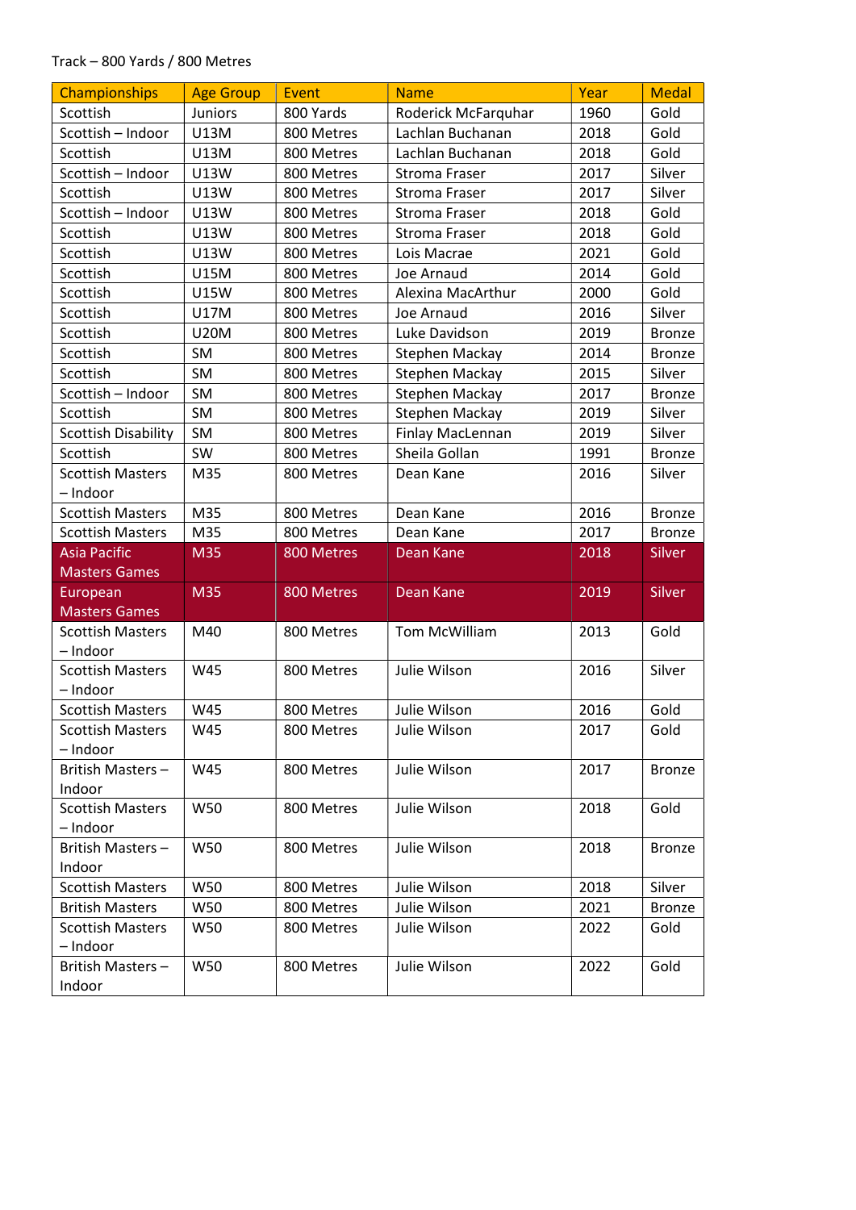Track – 800 Yards / 800 Metres

| Championships | Age Group | Event | Name | Year | Medal |
|---|---|---|---|---|---|
| Scottish | Juniors | 800 Yards | Roderick McFarquhar | 1960 | Gold |
| Scottish – Indoor | U13M | 800 Metres | Lachlan Buchanan | 2018 | Gold |
| Scottish | U13M | 800 Metres | Lachlan Buchanan | 2018 | Gold |
| Scottish – Indoor | U13W | 800 Metres | Stroma Fraser | 2017 | Silver |
| Scottish | U13W | 800 Metres | Stroma Fraser | 2017 | Silver |
| Scottish – Indoor | U13W | 800 Metres | Stroma Fraser | 2018 | Gold |
| Scottish | U13W | 800 Metres | Stroma Fraser | 2018 | Gold |
| Scottish | U13W | 800 Metres | Lois Macrae | 2021 | Gold |
| Scottish | U15M | 800 Metres | Joe Arnaud | 2014 | Gold |
| Scottish | U15W | 800 Metres | Alexina MacArthur | 2000 | Gold |
| Scottish | U17M | 800 Metres | Joe Arnaud | 2016 | Silver |
| Scottish | U20M | 800 Metres | Luke Davidson | 2019 | Bronze |
| Scottish | SM | 800 Metres | Stephen Mackay | 2014 | Bronze |
| Scottish | SM | 800 Metres | Stephen Mackay | 2015 | Silver |
| Scottish – Indoor | SM | 800 Metres | Stephen Mackay | 2017 | Bronze |
| Scottish | SM | 800 Metres | Stephen Mackay | 2019 | Silver |
| Scottish Disability | SM | 800 Metres | Finlay MacLennan | 2019 | Silver |
| Scottish | SW | 800 Metres | Sheila Gollan | 1991 | Bronze |
| Scottish Masters – Indoor | M35 | 800 Metres | Dean Kane | 2016 | Silver |
| Scottish Masters | M35 | 800 Metres | Dean Kane | 2016 | Bronze |
| Scottish Masters | M35 | 800 Metres | Dean Kane | 2017 | Bronze |
| Asia Pacific Masters Games | M35 | 800 Metres | Dean Kane | 2018 | Silver |
| European Masters Games | M35 | 800 Metres | Dean Kane | 2019 | Silver |
| Scottish Masters – Indoor | M40 | 800 Metres | Tom McWilliam | 2013 | Gold |
| Scottish Masters – Indoor | W45 | 800 Metres | Julie Wilson | 2016 | Silver |
| Scottish Masters | W45 | 800 Metres | Julie Wilson | 2016 | Gold |
| Scottish Masters – Indoor | W45 | 800 Metres | Julie Wilson | 2017 | Gold |
| British Masters – Indoor | W45 | 800 Metres | Julie Wilson | 2017 | Bronze |
| Scottish Masters – Indoor | W50 | 800 Metres | Julie Wilson | 2018 | Gold |
| British Masters – Indoor | W50 | 800 Metres | Julie Wilson | 2018 | Bronze |
| Scottish Masters | W50 | 800 Metres | Julie Wilson | 2018 | Silver |
| British Masters | W50 | 800 Metres | Julie Wilson | 2021 | Bronze |
| Scottish Masters – Indoor | W50 | 800 Metres | Julie Wilson | 2022 | Gold |
| British Masters – Indoor | W50 | 800 Metres | Julie Wilson | 2022 | Gold |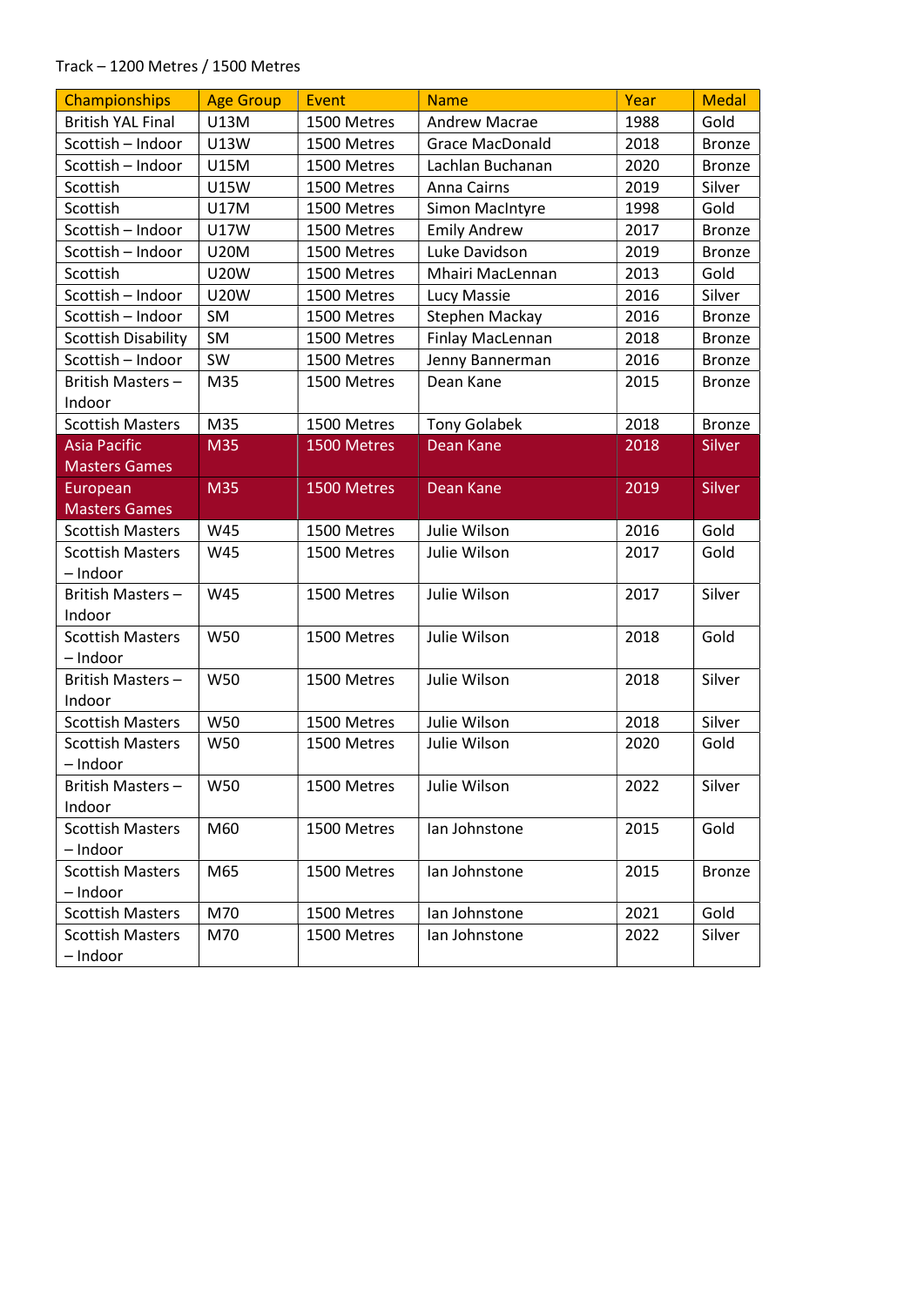Track – 1200 Metres / 1500 Metres

| Championships | Age Group | Event | Name | Year | Medal |
|---|---|---|---|---|---|
| British YAL Final | U13M | 1500 Metres | Andrew Macrae | 1988 | Gold |
| Scottish – Indoor | U13W | 1500 Metres | Grace MacDonald | 2018 | Bronze |
| Scottish – Indoor | U15M | 1500 Metres | Lachlan Buchanan | 2020 | Bronze |
| Scottish | U15W | 1500 Metres | Anna Cairns | 2019 | Silver |
| Scottish | U17M | 1500 Metres | Simon MacIntyre | 1998 | Gold |
| Scottish – Indoor | U17W | 1500 Metres | Emily Andrew | 2017 | Bronze |
| Scottish – Indoor | U20M | 1500 Metres | Luke Davidson | 2019 | Bronze |
| Scottish | U20W | 1500 Metres | Mhairi MacLennan | 2013 | Gold |
| Scottish – Indoor | U20W | 1500 Metres | Lucy Massie | 2016 | Silver |
| Scottish – Indoor | SM | 1500 Metres | Stephen Mackay | 2016 | Bronze |
| Scottish Disability | SM | 1500 Metres | Finlay MacLennan | 2018 | Bronze |
| Scottish – Indoor | SW | 1500 Metres | Jenny Bannerman | 2016 | Bronze |
| British Masters – Indoor | M35 | 1500 Metres | Dean Kane | 2015 | Bronze |
| Scottish Masters | M35 | 1500 Metres | Tony Golabek | 2018 | Bronze |
| Asia Pacific Masters Games | M35 | 1500 Metres | Dean Kane | 2018 | Silver |
| European Masters Games | M35 | 1500 Metres | Dean Kane | 2019 | Silver |
| Scottish Masters | W45 | 1500 Metres | Julie Wilson | 2016 | Gold |
| Scottish Masters – Indoor | W45 | 1500 Metres | Julie Wilson | 2017 | Gold |
| British Masters – Indoor | W45 | 1500 Metres | Julie Wilson | 2017 | Silver |
| Scottish Masters – Indoor | W50 | 1500 Metres | Julie Wilson | 2018 | Gold |
| British Masters – Indoor | W50 | 1500 Metres | Julie Wilson | 2018 | Silver |
| Scottish Masters | W50 | 1500 Metres | Julie Wilson | 2018 | Silver |
| Scottish Masters – Indoor | W50 | 1500 Metres | Julie Wilson | 2020 | Gold |
| British Masters – Indoor | W50 | 1500 Metres | Julie Wilson | 2022 | Silver |
| Scottish Masters – Indoor | M60 | 1500 Metres | Ian Johnstone | 2015 | Gold |
| Scottish Masters – Indoor | M65 | 1500 Metres | Ian Johnstone | 2015 | Bronze |
| Scottish Masters | M70 | 1500 Metres | Ian Johnstone | 2021 | Gold |
| Scottish Masters – Indoor | M70 | 1500 Metres | Ian Johnstone | 2022 | Silver |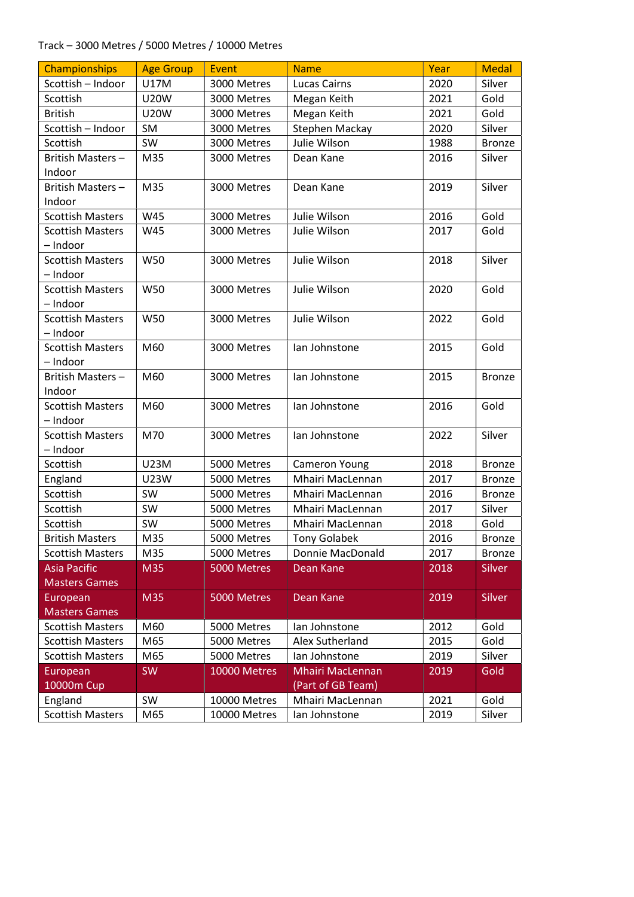Track – 3000 Metres / 5000 Metres / 10000 Metres

| Championships | Age Group | Event | Name | Year | Medal |
|---|---|---|---|---|---|
| Scottish – Indoor | U17M | 3000 Metres | Lucas Cairns | 2020 | Silver |
| Scottish | U20W | 3000 Metres | Megan Keith | 2021 | Gold |
| British | U20W | 3000 Metres | Megan Keith | 2021 | Gold |
| Scottish – Indoor | SM | 3000 Metres | Stephen Mackay | 2020 | Silver |
| Scottish | SW | 3000 Metres | Julie Wilson | 1988 | Bronze |
| British Masters – Indoor | M35 | 3000 Metres | Dean Kane | 2016 | Silver |
| British Masters – Indoor | M35 | 3000 Metres | Dean Kane | 2019 | Silver |
| Scottish Masters | W45 | 3000 Metres | Julie Wilson | 2016 | Gold |
| Scottish Masters – Indoor | W45 | 3000 Metres | Julie Wilson | 2017 | Gold |
| Scottish Masters – Indoor | W50 | 3000 Metres | Julie Wilson | 2018 | Silver |
| Scottish Masters – Indoor | W50 | 3000 Metres | Julie Wilson | 2020 | Gold |
| Scottish Masters – Indoor | W50 | 3000 Metres | Julie Wilson | 2022 | Gold |
| Scottish Masters – Indoor | M60 | 3000 Metres | Ian Johnstone | 2015 | Gold |
| British Masters – Indoor | M60 | 3000 Metres | Ian Johnstone | 2015 | Bronze |
| Scottish Masters – Indoor | M60 | 3000 Metres | Ian Johnstone | 2016 | Gold |
| Scottish Masters – Indoor | M70 | 3000 Metres | Ian Johnstone | 2022 | Silver |
| Scottish | U23M | 5000 Metres | Cameron Young | 2018 | Bronze |
| England | U23W | 5000 Metres | Mhairi MacLennan | 2017 | Bronze |
| Scottish | SW | 5000 Metres | Mhairi MacLennan | 2016 | Bronze |
| Scottish | SW | 5000 Metres | Mhairi MacLennan | 2017 | Silver |
| Scottish | SW | 5000 Metres | Mhairi MacLennan | 2018 | Gold |
| British Masters | M35 | 5000 Metres | Tony Golabek | 2016 | Bronze |
| Scottish Masters | M35 | 5000 Metres | Donnie MacDonald | 2017 | Bronze |
| Asia Pacific Masters Games | M35 | 5000 Metres | Dean Kane | 2018 | Silver |
| European Masters Games | M35 | 5000 Metres | Dean Kane | 2019 | Silver |
| Scottish Masters | M60 | 5000 Metres | Ian Johnstone | 2012 | Gold |
| Scottish Masters | M65 | 5000 Metres | Alex Sutherland | 2015 | Gold |
| Scottish Masters | M65 | 5000 Metres | Ian Johnstone | 2019 | Silver |
| European 10000m Cup | SW | 10000 Metres | Mhairi MacLennan (Part of GB Team) | 2019 | Gold |
| England | SW | 10000 Metres | Mhairi MacLennan | 2021 | Gold |
| Scottish Masters | M65 | 10000 Metres | Ian Johnstone | 2019 | Silver |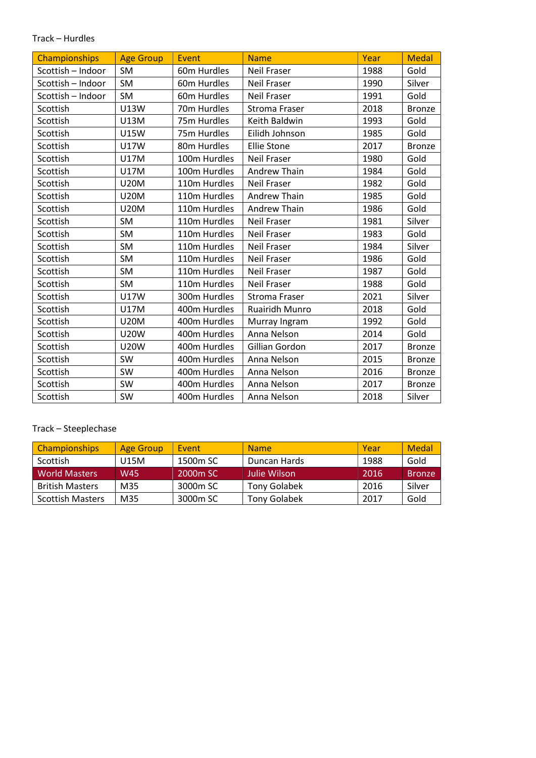Track – Hurdles

| Championships | Age Group | Event | Name | Year | Medal |
|---|---|---|---|---|---|
| Scottish – Indoor | SM | 60m Hurdles | Neil Fraser | 1988 | Gold |
| Scottish – Indoor | SM | 60m Hurdles | Neil Fraser | 1990 | Silver |
| Scottish – Indoor | SM | 60m Hurdles | Neil Fraser | 1991 | Gold |
| Scottish | U13W | 70m Hurdles | Stroma Fraser | 2018 | Bronze |
| Scottish | U13M | 75m Hurdles | Keith Baldwin | 1993 | Gold |
| Scottish | U15W | 75m Hurdles | Eilidh Johnson | 1985 | Gold |
| Scottish | U17W | 80m Hurdles | Ellie Stone | 2017 | Bronze |
| Scottish | U17M | 100m Hurdles | Neil Fraser | 1980 | Gold |
| Scottish | U17M | 100m Hurdles | Andrew Thain | 1984 | Gold |
| Scottish | U20M | 110m Hurdles | Neil Fraser | 1982 | Gold |
| Scottish | U20M | 110m Hurdles | Andrew Thain | 1985 | Gold |
| Scottish | U20M | 110m Hurdles | Andrew Thain | 1986 | Gold |
| Scottish | SM | 110m Hurdles | Neil Fraser | 1981 | Silver |
| Scottish | SM | 110m Hurdles | Neil Fraser | 1983 | Gold |
| Scottish | SM | 110m Hurdles | Neil Fraser | 1984 | Silver |
| Scottish | SM | 110m Hurdles | Neil Fraser | 1986 | Gold |
| Scottish | SM | 110m Hurdles | Neil Fraser | 1987 | Gold |
| Scottish | SM | 110m Hurdles | Neil Fraser | 1988 | Gold |
| Scottish | U17W | 300m Hurdles | Stroma Fraser | 2021 | Silver |
| Scottish | U17M | 400m Hurdles | Ruairidh Munro | 2018 | Gold |
| Scottish | U20M | 400m Hurdles | Murray Ingram | 1992 | Gold |
| Scottish | U20W | 400m Hurdles | Anna Nelson | 2014 | Gold |
| Scottish | U20W | 400m Hurdles | Gillian Gordon | 2017 | Bronze |
| Scottish | SW | 400m Hurdles | Anna Nelson | 2015 | Bronze |
| Scottish | SW | 400m Hurdles | Anna Nelson | 2016 | Bronze |
| Scottish | SW | 400m Hurdles | Anna Nelson | 2017 | Bronze |
| Scottish | SW | 400m Hurdles | Anna Nelson | 2018 | Silver |

Track – Steeplechase

| Championships | Age Group | Event | Name | Year | Medal |
|---|---|---|---|---|---|
| Scottish | U15M | 1500m SC | Duncan Hards | 1988 | Gold |
| World Masters | W45 | 2000m SC | Julie Wilson | 2016 | Bronze |
| British Masters | M35 | 3000m SC | Tony Golabek | 2016 | Silver |
| Scottish Masters | M35 | 3000m SC | Tony Golabek | 2017 | Gold |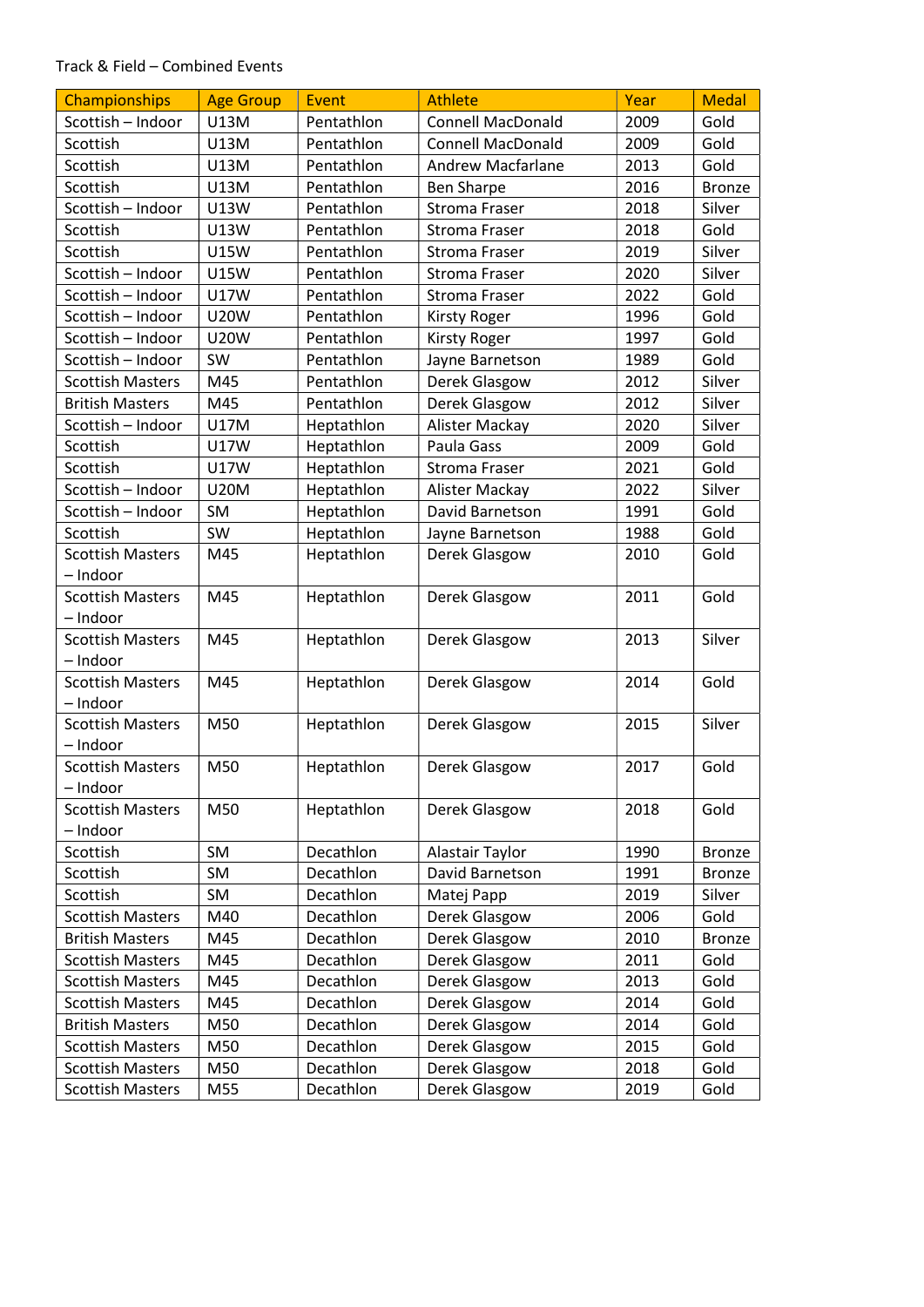Track & Field – Combined Events

| Championships | Age Group | Event | Athlete | Year | Medal |
|---|---|---|---|---|---|
| Scottish – Indoor | U13M | Pentathlon | Connell MacDonald | 2009 | Gold |
| Scottish | U13M | Pentathlon | Connell MacDonald | 2009 | Gold |
| Scottish | U13M | Pentathlon | Andrew Macfarlane | 2013 | Gold |
| Scottish | U13M | Pentathlon | Ben Sharpe | 2016 | Bronze |
| Scottish – Indoor | U13W | Pentathlon | Stroma Fraser | 2018 | Silver |
| Scottish | U13W | Pentathlon | Stroma Fraser | 2018 | Gold |
| Scottish | U15W | Pentathlon | Stroma Fraser | 2019 | Silver |
| Scottish – Indoor | U15W | Pentathlon | Stroma Fraser | 2020 | Silver |
| Scottish – Indoor | U17W | Pentathlon | Stroma Fraser | 2022 | Gold |
| Scottish – Indoor | U20W | Pentathlon | Kirsty Roger | 1996 | Gold |
| Scottish – Indoor | U20W | Pentathlon | Kirsty Roger | 1997 | Gold |
| Scottish – Indoor | SW | Pentathlon | Jayne Barnetson | 1989 | Gold |
| Scottish Masters | M45 | Pentathlon | Derek Glasgow | 2012 | Silver |
| British Masters | M45 | Pentathlon | Derek Glasgow | 2012 | Silver |
| Scottish – Indoor | U17M | Heptathlon | Alister Mackay | 2020 | Silver |
| Scottish | U17W | Heptathlon | Paula Gass | 2009 | Gold |
| Scottish | U17W | Heptathlon | Stroma Fraser | 2021 | Gold |
| Scottish – Indoor | U20M | Heptathlon | Alister Mackay | 2022 | Silver |
| Scottish – Indoor | SM | Heptathlon | David Barnetson | 1991 | Gold |
| Scottish | SW | Heptathlon | Jayne Barnetson | 1988 | Gold |
| Scottish Masters – Indoor | M45 | Heptathlon | Derek Glasgow | 2010 | Gold |
| Scottish Masters – Indoor | M45 | Heptathlon | Derek Glasgow | 2011 | Gold |
| Scottish Masters – Indoor | M45 | Heptathlon | Derek Glasgow | 2013 | Silver |
| Scottish Masters – Indoor | M45 | Heptathlon | Derek Glasgow | 2014 | Gold |
| Scottish Masters – Indoor | M50 | Heptathlon | Derek Glasgow | 2015 | Silver |
| Scottish Masters – Indoor | M50 | Heptathlon | Derek Glasgow | 2017 | Gold |
| Scottish Masters – Indoor | M50 | Heptathlon | Derek Glasgow | 2018 | Gold |
| Scottish | SM | Decathlon | Alastair Taylor | 1990 | Bronze |
| Scottish | SM | Decathlon | David Barnetson | 1991 | Bronze |
| Scottish | SM | Decathlon | Matej Papp | 2019 | Silver |
| Scottish Masters | M40 | Decathlon | Derek Glasgow | 2006 | Gold |
| British Masters | M45 | Decathlon | Derek Glasgow | 2010 | Bronze |
| Scottish Masters | M45 | Decathlon | Derek Glasgow | 2011 | Gold |
| Scottish Masters | M45 | Decathlon | Derek Glasgow | 2013 | Gold |
| Scottish Masters | M45 | Decathlon | Derek Glasgow | 2014 | Gold |
| British Masters | M50 | Decathlon | Derek Glasgow | 2014 | Gold |
| Scottish Masters | M50 | Decathlon | Derek Glasgow | 2015 | Gold |
| Scottish Masters | M50 | Decathlon | Derek Glasgow | 2018 | Gold |
| Scottish Masters | M55 | Decathlon | Derek Glasgow | 2019 | Gold |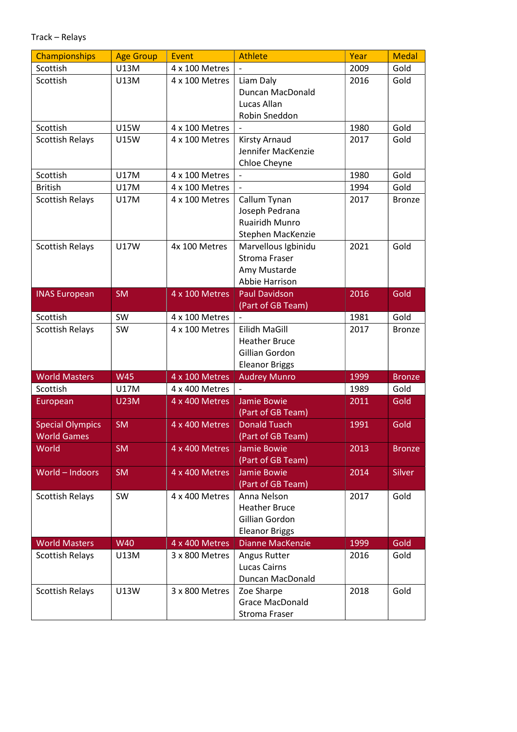Track – Relays

| Championships | Age Group | Event | Athlete | Year | Medal |
|---|---|---|---|---|---|
| Scottish | U13M | 4 x 100 Metres | - | 2009 | Gold |
| Scottish | U13M | 4 x 100 Metres | Liam Daly<br>Duncan MacDonald<br>Lucas Allan<br>Robin Sneddon | 2016 | Gold |
| Scottish | U15W | 4 x 100 Metres | - | 1980 | Gold |
| Scottish Relays | U15W | 4 x 100 Metres | Kirsty Arnaud<br>Jennifer MacKenzie<br>Chloe Cheyne | 2017 | Gold |
| Scottish | U17M | 4 x 100 Metres | - | 1980 | Gold |
| British | U17M | 4 x 100 Metres | - | 1994 | Gold |
| Scottish Relays | U17M | 4 x 100 Metres | Callum Tynan<br>Joseph Pedrana<br>Ruairidh Munro<br>Stephen MacKenzie | 2017 | Bronze |
| Scottish Relays | U17W | 4x 100 Metres | Marvellous Igbinidu<br>Stroma Fraser<br>Amy Mustarde<br>Abbie Harrison | 2021 | Gold |
| INAS European | SM | 4 x 100 Metres | Paul Davidson<br>(Part of GB Team) | 2016 | Gold |
| Scottish | SW | 4 x 100 Metres | - | 1981 | Gold |
| Scottish Relays | SW | 4 x 100 Metres | Eilidh MaGill<br>Heather Bruce<br>Gillian Gordon<br>Eleanor Briggs | 2017 | Bronze |
| World Masters | W45 | 4 x 100 Metres | Audrey Munro | 1999 | Bronze |
| Scottish | U17M | 4 x 400 Metres | - | 1989 | Gold |
| European | U23M | 4 x 400 Metres | Jamie Bowie<br>(Part of GB Team) | 2011 | Gold |
| Special Olympics World Games | SM | 4 x 400 Metres | Donald Tuach<br>(Part of GB Team) | 1991 | Gold |
| World | SM | 4 x 400 Metres | Jamie Bowie<br>(Part of GB Team) | 2013 | Bronze |
| World – Indoors | SM | 4 x 400 Metres | Jamie Bowie<br>(Part of GB Team) | 2014 | Silver |
| Scottish Relays | SW | 4 x 400 Metres | Anna Nelson<br>Heather Bruce<br>Gillian Gordon<br>Eleanor Briggs | 2017 | Gold |
| World Masters | W40 | 4 x 400 Metres | Dianne MacKenzie | 1999 | Gold |
| Scottish Relays | U13M | 3 x 800 Metres | Angus Rutter<br>Lucas Cairns<br>Duncan MacDonald | 2016 | Gold |
| Scottish Relays | U13W | 3 x 800 Metres | Zoe Sharpe<br>Grace MacDonald<br>Stroma Fraser | 2018 | Gold |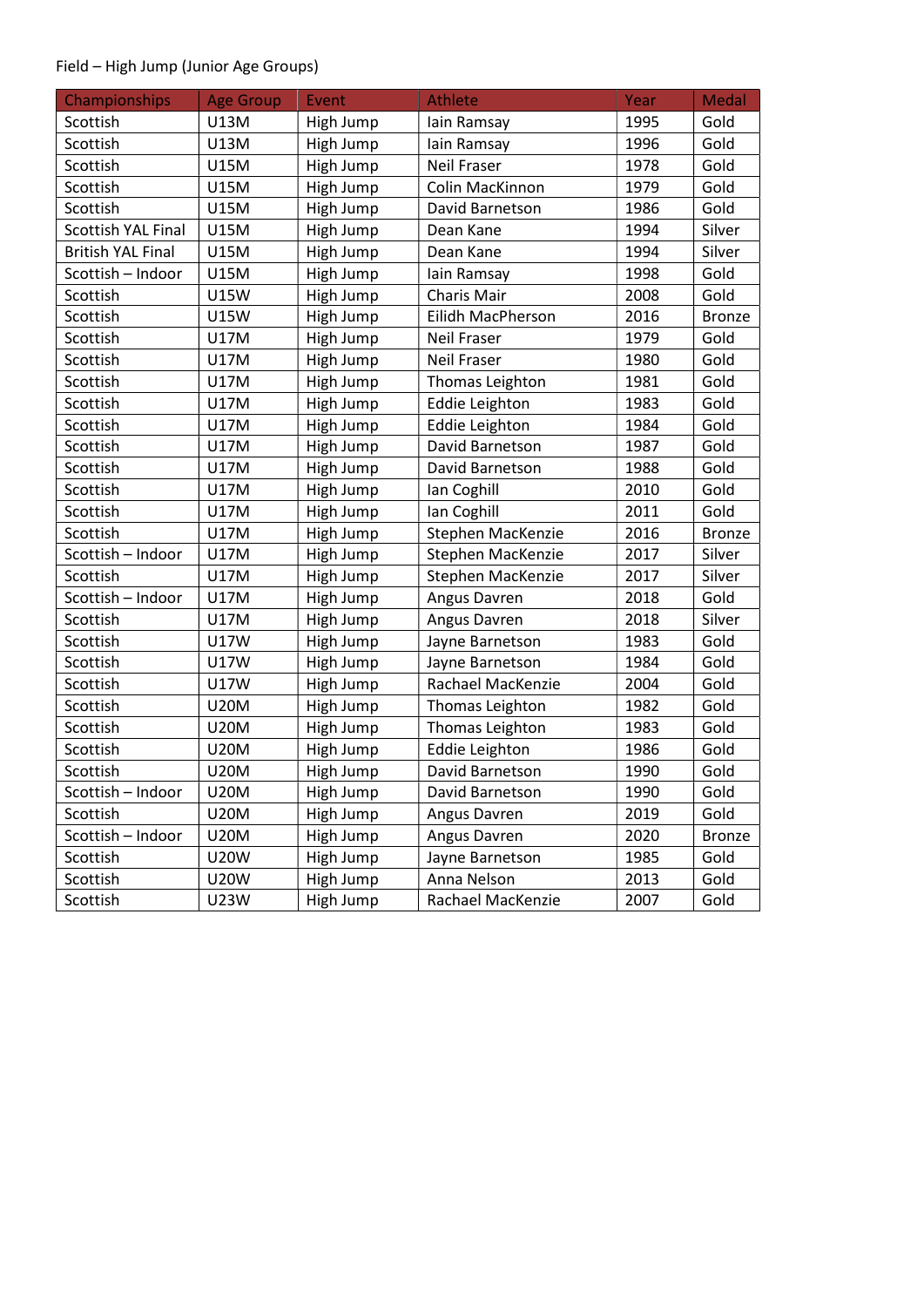Field – High Jump (Junior Age Groups)

| Championships | Age Group | Event | Athlete | Year | Medal |
|---|---|---|---|---|---|
| Scottish | U13M | High Jump | Iain Ramsay | 1995 | Gold |
| Scottish | U13M | High Jump | Iain Ramsay | 1996 | Gold |
| Scottish | U15M | High Jump | Neil Fraser | 1978 | Gold |
| Scottish | U15M | High Jump | Colin MacKinnon | 1979 | Gold |
| Scottish | U15M | High Jump | David Barnetson | 1986 | Gold |
| Scottish YAL Final | U15M | High Jump | Dean Kane | 1994 | Silver |
| British YAL Final | U15M | High Jump | Dean Kane | 1994 | Silver |
| Scottish – Indoor | U15M | High Jump | Iain Ramsay | 1998 | Gold |
| Scottish | U15W | High Jump | Charis Mair | 2008 | Gold |
| Scottish | U15W | High Jump | Eilidh MacPherson | 2016 | Bronze |
| Scottish | U17M | High Jump | Neil Fraser | 1979 | Gold |
| Scottish | U17M | High Jump | Neil Fraser | 1980 | Gold |
| Scottish | U17M | High Jump | Thomas Leighton | 1981 | Gold |
| Scottish | U17M | High Jump | Eddie Leighton | 1983 | Gold |
| Scottish | U17M | High Jump | Eddie Leighton | 1984 | Gold |
| Scottish | U17M | High Jump | David Barnetson | 1987 | Gold |
| Scottish | U17M | High Jump | David Barnetson | 1988 | Gold |
| Scottish | U17M | High Jump | Ian Coghill | 2010 | Gold |
| Scottish | U17M | High Jump | Ian Coghill | 2011 | Gold |
| Scottish | U17M | High Jump | Stephen MacKenzie | 2016 | Bronze |
| Scottish – Indoor | U17M | High Jump | Stephen MacKenzie | 2017 | Silver |
| Scottish | U17M | High Jump | Stephen MacKenzie | 2017 | Silver |
| Scottish – Indoor | U17M | High Jump | Angus Davren | 2018 | Gold |
| Scottish | U17M | High Jump | Angus Davren | 2018 | Silver |
| Scottish | U17W | High Jump | Jayne Barnetson | 1983 | Gold |
| Scottish | U17W | High Jump | Jayne Barnetson | 1984 | Gold |
| Scottish | U17W | High Jump | Rachael MacKenzie | 2004 | Gold |
| Scottish | U20M | High Jump | Thomas Leighton | 1982 | Gold |
| Scottish | U20M | High Jump | Thomas Leighton | 1983 | Gold |
| Scottish | U20M | High Jump | Eddie Leighton | 1986 | Gold |
| Scottish | U20M | High Jump | David Barnetson | 1990 | Gold |
| Scottish – Indoor | U20M | High Jump | David Barnetson | 1990 | Gold |
| Scottish | U20M | High Jump | Angus Davren | 2019 | Gold |
| Scottish – Indoor | U20M | High Jump | Angus Davren | 2020 | Bronze |
| Scottish | U20W | High Jump | Jayne Barnetson | 1985 | Gold |
| Scottish | U20W | High Jump | Anna Nelson | 2013 | Gold |
| Scottish | U23W | High Jump | Rachael MacKenzie | 2007 | Gold |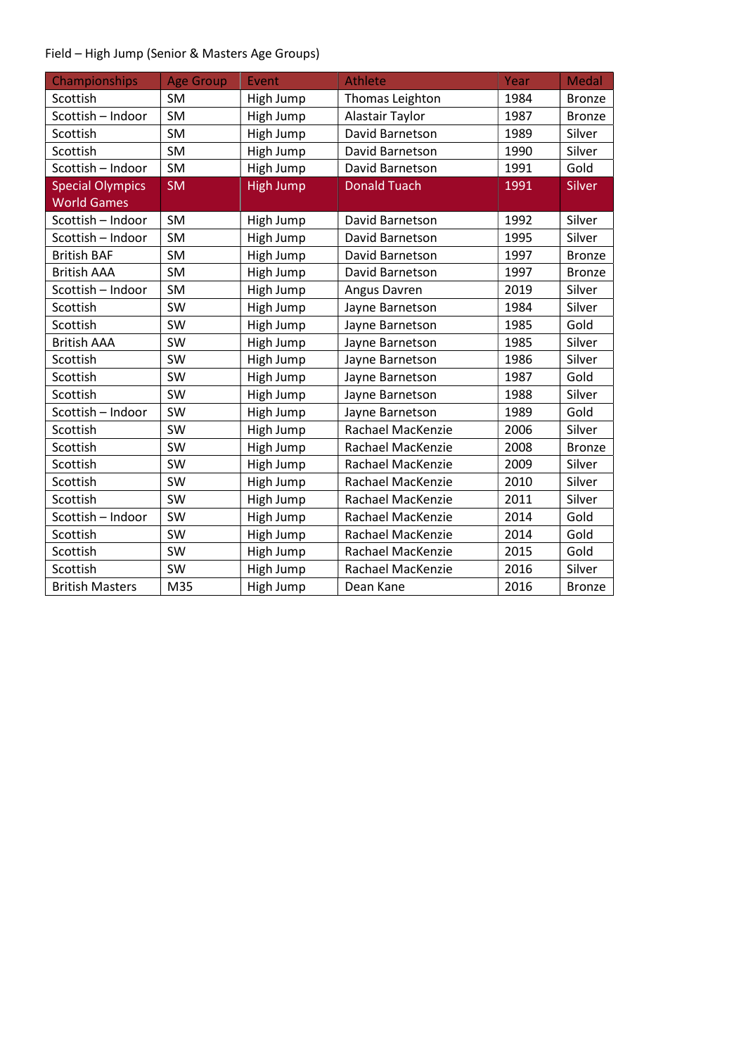Field – High Jump (Senior & Masters Age Groups)

| Championships | Age Group | Event | Athlete | Year | Medal |
|---|---|---|---|---|---|
| Scottish | SM | High Jump | Thomas Leighton | 1984 | Bronze |
| Scottish – Indoor | SM | High Jump | Alastair Taylor | 1987 | Bronze |
| Scottish | SM | High Jump | David Barnetson | 1989 | Silver |
| Scottish | SM | High Jump | David Barnetson | 1990 | Silver |
| Scottish – Indoor | SM | High Jump | David Barnetson | 1991 | Gold |
| Special Olympics World Games | SM | High Jump | Donald Tuach | 1991 | Silver |
| Scottish – Indoor | SM | High Jump | David Barnetson | 1992 | Silver |
| Scottish – Indoor | SM | High Jump | David Barnetson | 1995 | Silver |
| British BAF | SM | High Jump | David Barnetson | 1997 | Bronze |
| British AAA | SM | High Jump | David Barnetson | 1997 | Bronze |
| Scottish – Indoor | SM | High Jump | Angus Davren | 2019 | Silver |
| Scottish | SW | High Jump | Jayne Barnetson | 1984 | Silver |
| Scottish | SW | High Jump | Jayne Barnetson | 1985 | Gold |
| British AAA | SW | High Jump | Jayne Barnetson | 1985 | Silver |
| Scottish | SW | High Jump | Jayne Barnetson | 1986 | Silver |
| Scottish | SW | High Jump | Jayne Barnetson | 1987 | Gold |
| Scottish | SW | High Jump | Jayne Barnetson | 1988 | Silver |
| Scottish – Indoor | SW | High Jump | Jayne Barnetson | 1989 | Gold |
| Scottish | SW | High Jump | Rachael MacKenzie | 2006 | Silver |
| Scottish | SW | High Jump | Rachael MacKenzie | 2008 | Bronze |
| Scottish | SW | High Jump | Rachael MacKenzie | 2009 | Silver |
| Scottish | SW | High Jump | Rachael MacKenzie | 2010 | Silver |
| Scottish | SW | High Jump | Rachael MacKenzie | 2011 | Silver |
| Scottish – Indoor | SW | High Jump | Rachael MacKenzie | 2014 | Gold |
| Scottish | SW | High Jump | Rachael MacKenzie | 2014 | Gold |
| Scottish | SW | High Jump | Rachael MacKenzie | 2015 | Gold |
| Scottish | SW | High Jump | Rachael MacKenzie | 2016 | Silver |
| British Masters | M35 | High Jump | Dean Kane | 2016 | Bronze |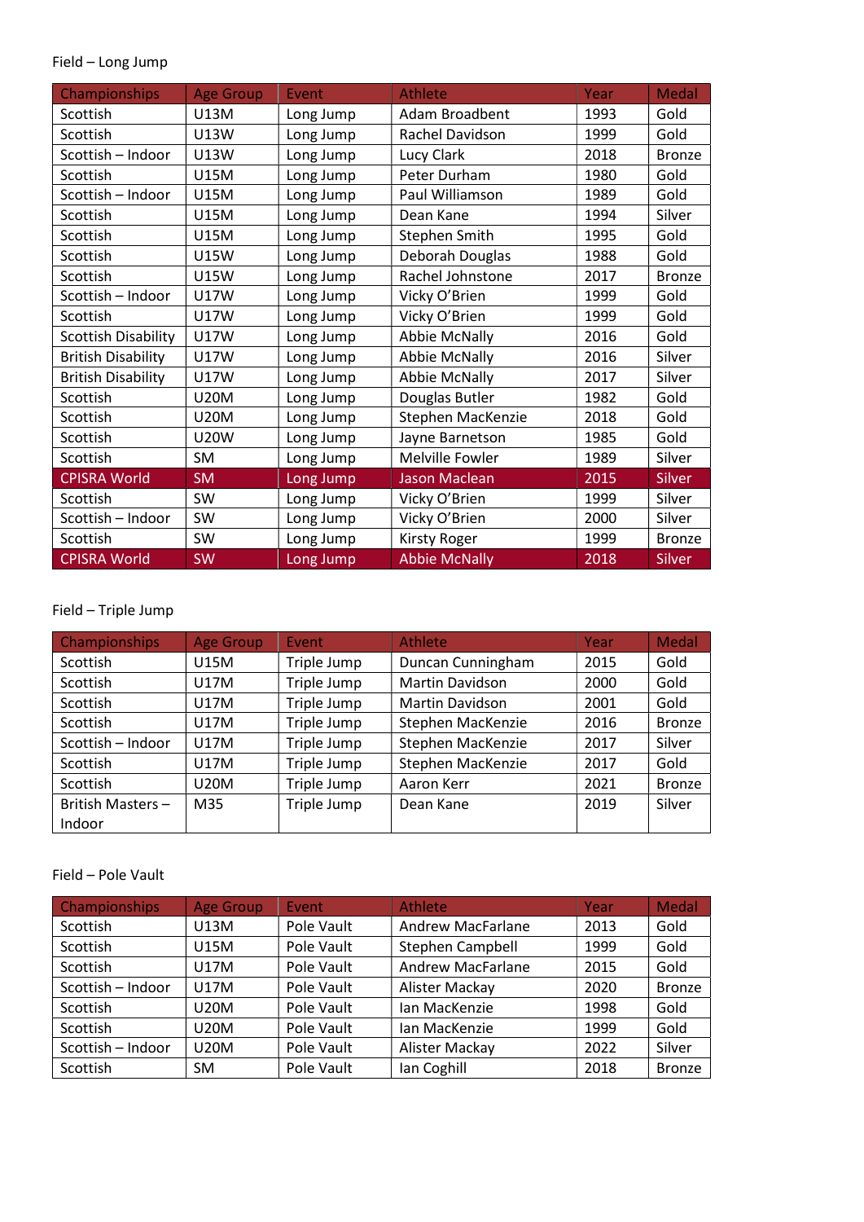Field – Long Jump

| Championships | Age Group | Event | Athlete | Year | Medal |
| --- | --- | --- | --- | --- | --- |
| Scottish | U13M | Long Jump | Adam Broadbent | 1993 | Gold |
| Scottish | U13W | Long Jump | Rachel Davidson | 1999 | Gold |
| Scottish – Indoor | U13W | Long Jump | Lucy Clark | 2018 | Bronze |
| Scottish | U15M | Long Jump | Peter Durham | 1980 | Gold |
| Scottish – Indoor | U15M | Long Jump | Paul Williamson | 1989 | Gold |
| Scottish | U15M | Long Jump | Dean Kane | 1994 | Silver |
| Scottish | U15M | Long Jump | Stephen Smith | 1995 | Gold |
| Scottish | U15W | Long Jump | Deborah Douglas | 1988 | Gold |
| Scottish | U15W | Long Jump | Rachel Johnstone | 2017 | Bronze |
| Scottish – Indoor | U17W | Long Jump | Vicky O'Brien | 1999 | Gold |
| Scottish | U17W | Long Jump | Vicky O'Brien | 1999 | Gold |
| Scottish Disability | U17W | Long Jump | Abbie McNally | 2016 | Gold |
| British Disability | U17W | Long Jump | Abbie McNally | 2016 | Silver |
| British Disability | U17W | Long Jump | Abbie McNally | 2017 | Silver |
| Scottish | U20M | Long Jump | Douglas Butler | 1982 | Gold |
| Scottish | U20M | Long Jump | Stephen MacKenzie | 2018 | Gold |
| Scottish | U20W | Long Jump | Jayne Barnetson | 1985 | Gold |
| Scottish | SM | Long Jump | Melville Fowler | 1989 | Silver |
| CPISRA World | SM | Long Jump | Jason Maclean | 2015 | Silver |
| Scottish | SW | Long Jump | Vicky O'Brien | 1999 | Silver |
| Scottish – Indoor | SW | Long Jump | Vicky O'Brien | 2000 | Silver |
| Scottish | SW | Long Jump | Kirsty Roger | 1999 | Bronze |
| CPISRA World | SW | Long Jump | Abbie McNally | 2018 | Silver |

Field – Triple Jump

| Championships | Age Group | Event | Athlete | Year | Medal |
| --- | --- | --- | --- | --- | --- |
| Scottish | U15M | Triple Jump | Duncan Cunningham | 2015 | Gold |
| Scottish | U17M | Triple Jump | Martin Davidson | 2000 | Gold |
| Scottish | U17M | Triple Jump | Martin Davidson | 2001 | Gold |
| Scottish | U17M | Triple Jump | Stephen MacKenzie | 2016 | Bronze |
| Scottish – Indoor | U17M | Triple Jump | Stephen MacKenzie | 2017 | Silver |
| Scottish | U17M | Triple Jump | Stephen MacKenzie | 2017 | Gold |
| Scottish | U20M | Triple Jump | Aaron Kerr | 2021 | Bronze |
| British Masters – Indoor | M35 | Triple Jump | Dean Kane | 2019 | Silver |

Field – Pole Vault

| Championships | Age Group | Event | Athlete | Year | Medal |
| --- | --- | --- | --- | --- | --- |
| Scottish | U13M | Pole Vault | Andrew MacFarlane | 2013 | Gold |
| Scottish | U15M | Pole Vault | Stephen Campbell | 1999 | Gold |
| Scottish | U17M | Pole Vault | Andrew MacFarlane | 2015 | Gold |
| Scottish – Indoor | U17M | Pole Vault | Alister Mackay | 2020 | Bronze |
| Scottish | U20M | Pole Vault | Ian MacKenzie | 1998 | Gold |
| Scottish | U20M | Pole Vault | Ian MacKenzie | 1999 | Gold |
| Scottish – Indoor | U20M | Pole Vault | Alister Mackay | 2022 | Silver |
| Scottish | SM | Pole Vault | Ian Coghill | 2018 | Bronze |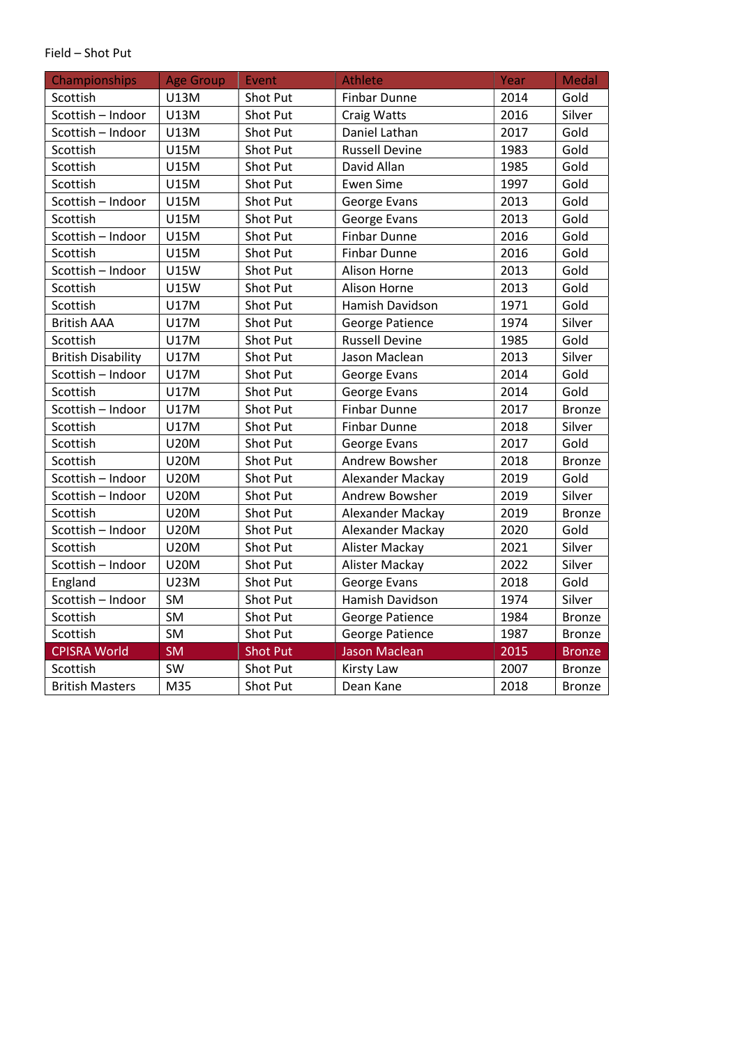Field – Shot Put

| Championships | Age Group | Event | Athlete | Year | Medal |
|---|---|---|---|---|---|
| Scottish | U13M | Shot Put | Finbar Dunne | 2014 | Gold |
| Scottish – Indoor | U13M | Shot Put | Craig Watts | 2016 | Silver |
| Scottish – Indoor | U13M | Shot Put | Daniel Lathan | 2017 | Gold |
| Scottish | U15M | Shot Put | Russell Devine | 1983 | Gold |
| Scottish | U15M | Shot Put | David Allan | 1985 | Gold |
| Scottish | U15M | Shot Put | Ewen Sime | 1997 | Gold |
| Scottish – Indoor | U15M | Shot Put | George Evans | 2013 | Gold |
| Scottish | U15M | Shot Put | George Evans | 2013 | Gold |
| Scottish – Indoor | U15M | Shot Put | Finbar Dunne | 2016 | Gold |
| Scottish | U15M | Shot Put | Finbar Dunne | 2016 | Gold |
| Scottish – Indoor | U15W | Shot Put | Alison Horne | 2013 | Gold |
| Scottish | U15W | Shot Put | Alison Horne | 2013 | Gold |
| Scottish | U17M | Shot Put | Hamish Davidson | 1971 | Gold |
| British AAA | U17M | Shot Put | George Patience | 1974 | Silver |
| Scottish | U17M | Shot Put | Russell Devine | 1985 | Gold |
| British Disability | U17M | Shot Put | Jason Maclean | 2013 | Silver |
| Scottish – Indoor | U17M | Shot Put | George Evans | 2014 | Gold |
| Scottish | U17M | Shot Put | George Evans | 2014 | Gold |
| Scottish – Indoor | U17M | Shot Put | Finbar Dunne | 2017 | Bronze |
| Scottish | U17M | Shot Put | Finbar Dunne | 2018 | Silver |
| Scottish | U20M | Shot Put | George Evans | 2017 | Gold |
| Scottish | U20M | Shot Put | Andrew Bowsher | 2018 | Bronze |
| Scottish – Indoor | U20M | Shot Put | Alexander Mackay | 2019 | Gold |
| Scottish – Indoor | U20M | Shot Put | Andrew Bowsher | 2019 | Silver |
| Scottish | U20M | Shot Put | Alexander Mackay | 2019 | Bronze |
| Scottish – Indoor | U20M | Shot Put | Alexander Mackay | 2020 | Gold |
| Scottish | U20M | Shot Put | Alister Mackay | 2021 | Silver |
| Scottish – Indoor | U20M | Shot Put | Alister Mackay | 2022 | Silver |
| England | U23M | Shot Put | George Evans | 2018 | Gold |
| Scottish – Indoor | SM | Shot Put | Hamish Davidson | 1974 | Silver |
| Scottish | SM | Shot Put | George Patience | 1984 | Bronze |
| Scottish | SM | Shot Put | George Patience | 1987 | Bronze |
| CPISRA World | SM | Shot Put | Jason Maclean | 2015 | Bronze |
| Scottish | SW | Shot Put | Kirsty Law | 2007 | Bronze |
| British Masters | M35 | Shot Put | Dean Kane | 2018 | Bronze |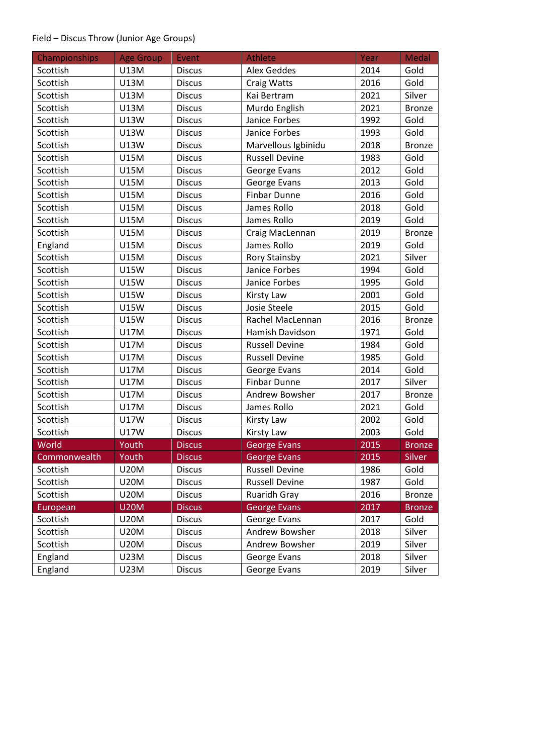Field – Discus Throw (Junior Age Groups)

| Championships | Age Group | Event | Athlete | Year | Medal |
|---|---|---|---|---|---|
| Scottish | U13M | Discus | Alex Geddes | 2014 | Gold |
| Scottish | U13M | Discus | Craig Watts | 2016 | Gold |
| Scottish | U13M | Discus | Kai Bertram | 2021 | Silver |
| Scottish | U13M | Discus | Murdo English | 2021 | Bronze |
| Scottish | U13W | Discus | Janice Forbes | 1992 | Gold |
| Scottish | U13W | Discus | Janice Forbes | 1993 | Gold |
| Scottish | U13W | Discus | Marvellous Igbinidu | 2018 | Bronze |
| Scottish | U15M | Discus | Russell Devine | 1983 | Gold |
| Scottish | U15M | Discus | George Evans | 2012 | Gold |
| Scottish | U15M | Discus | George Evans | 2013 | Gold |
| Scottish | U15M | Discus | Finbar Dunne | 2016 | Gold |
| Scottish | U15M | Discus | James Rollo | 2018 | Gold |
| Scottish | U15M | Discus | James Rollo | 2019 | Gold |
| Scottish | U15M | Discus | Craig MacLennan | 2019 | Bronze |
| England | U15M | Discus | James Rollo | 2019 | Gold |
| Scottish | U15M | Discus | Rory Stainsby | 2021 | Silver |
| Scottish | U15W | Discus | Janice Forbes | 1994 | Gold |
| Scottish | U15W | Discus | Janice Forbes | 1995 | Gold |
| Scottish | U15W | Discus | Kirsty Law | 2001 | Gold |
| Scottish | U15W | Discus | Josie Steele | 2015 | Gold |
| Scottish | U15W | Discus | Rachel MacLennan | 2016 | Bronze |
| Scottish | U17M | Discus | Hamish Davidson | 1971 | Gold |
| Scottish | U17M | Discus | Russell Devine | 1984 | Gold |
| Scottish | U17M | Discus | Russell Devine | 1985 | Gold |
| Scottish | U17M | Discus | George Evans | 2014 | Gold |
| Scottish | U17M | Discus | Finbar Dunne | 2017 | Silver |
| Scottish | U17M | Discus | Andrew Bowsher | 2017 | Bronze |
| Scottish | U17M | Discus | James Rollo | 2021 | Gold |
| Scottish | U17W | Discus | Kirsty Law | 2002 | Gold |
| Scottish | U17W | Discus | Kirsty Law | 2003 | Gold |
| World | Youth | Discus | George Evans | 2015 | Bronze |
| Commonwealth | Youth | Discus | George Evans | 2015 | Silver |
| Scottish | U20M | Discus | Russell Devine | 1986 | Gold |
| Scottish | U20M | Discus | Russell Devine | 1987 | Gold |
| Scottish | U20M | Discus | Ruaridh Gray | 2016 | Bronze |
| European | U20M | Discus | George Evans | 2017 | Bronze |
| Scottish | U20M | Discus | George Evans | 2017 | Gold |
| Scottish | U20M | Discus | Andrew Bowsher | 2018 | Silver |
| Scottish | U20M | Discus | Andrew Bowsher | 2019 | Silver |
| England | U23M | Discus | George Evans | 2018 | Silver |
| England | U23M | Discus | George Evans | 2019 | Silver |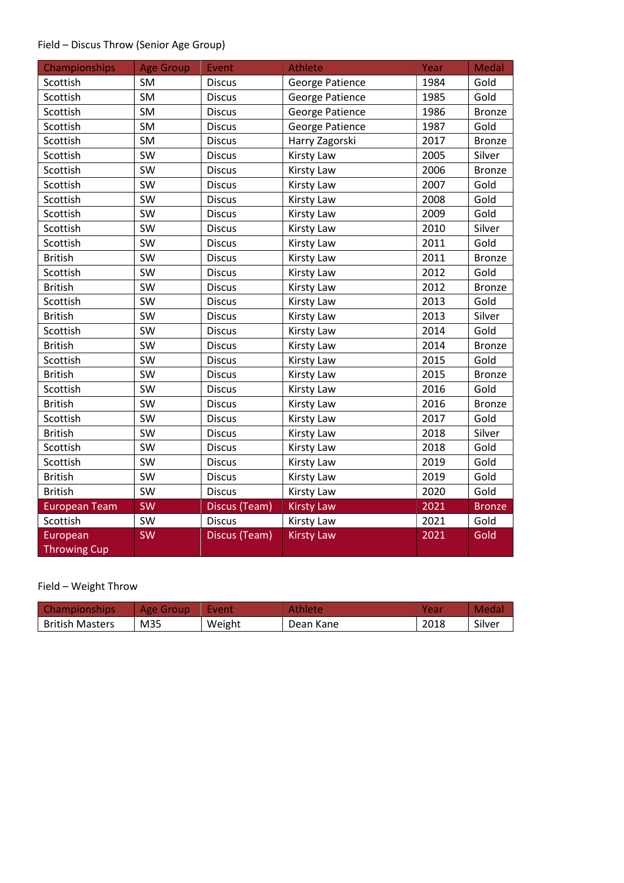Field – Discus Throw (Senior Age Group)

| Championships | Age Group | Event | Athlete | Year | Medal |
|---|---|---|---|---|---|
| Scottish | SM | Discus | George Patience | 1984 | Gold |
| Scottish | SM | Discus | George Patience | 1985 | Gold |
| Scottish | SM | Discus | George Patience | 1986 | Bronze |
| Scottish | SM | Discus | George Patience | 1987 | Gold |
| Scottish | SM | Discus | Harry Zagorski | 2017 | Bronze |
| Scottish | SW | Discus | Kirsty Law | 2005 | Silver |
| Scottish | SW | Discus | Kirsty Law | 2006 | Bronze |
| Scottish | SW | Discus | Kirsty Law | 2007 | Gold |
| Scottish | SW | Discus | Kirsty Law | 2008 | Gold |
| Scottish | SW | Discus | Kirsty Law | 2009 | Gold |
| Scottish | SW | Discus | Kirsty Law | 2010 | Silver |
| Scottish | SW | Discus | Kirsty Law | 2011 | Gold |
| British | SW | Discus | Kirsty Law | 2011 | Bronze |
| Scottish | SW | Discus | Kirsty Law | 2012 | Gold |
| British | SW | Discus | Kirsty Law | 2012 | Bronze |
| Scottish | SW | Discus | Kirsty Law | 2013 | Gold |
| British | SW | Discus | Kirsty Law | 2013 | Silver |
| Scottish | SW | Discus | Kirsty Law | 2014 | Gold |
| British | SW | Discus | Kirsty Law | 2014 | Bronze |
| Scottish | SW | Discus | Kirsty Law | 2015 | Gold |
| British | SW | Discus | Kirsty Law | 2015 | Bronze |
| Scottish | SW | Discus | Kirsty Law | 2016 | Gold |
| British | SW | Discus | Kirsty Law | 2016 | Bronze |
| Scottish | SW | Discus | Kirsty Law | 2017 | Gold |
| British | SW | Discus | Kirsty Law | 2018 | Silver |
| Scottish | SW | Discus | Kirsty Law | 2018 | Gold |
| Scottish | SW | Discus | Kirsty Law | 2019 | Gold |
| British | SW | Discus | Kirsty Law | 2019 | Gold |
| British | SW | Discus | Kirsty Law | 2020 | Gold |
| European Team | SW | Discus (Team) | Kirsty Law | 2021 | Bronze |
| Scottish | SW | Discus | Kirsty Law | 2021 | Gold |
| European Throwing Cup | SW | Discus (Team) | Kirsty Law | 2021 | Gold |

Field – Weight Throw

| Championships | Age Group | Event | Athlete | Year | Medal |
|---|---|---|---|---|---|
| British Masters | M35 | Weight | Dean Kane | 2018 | Silver |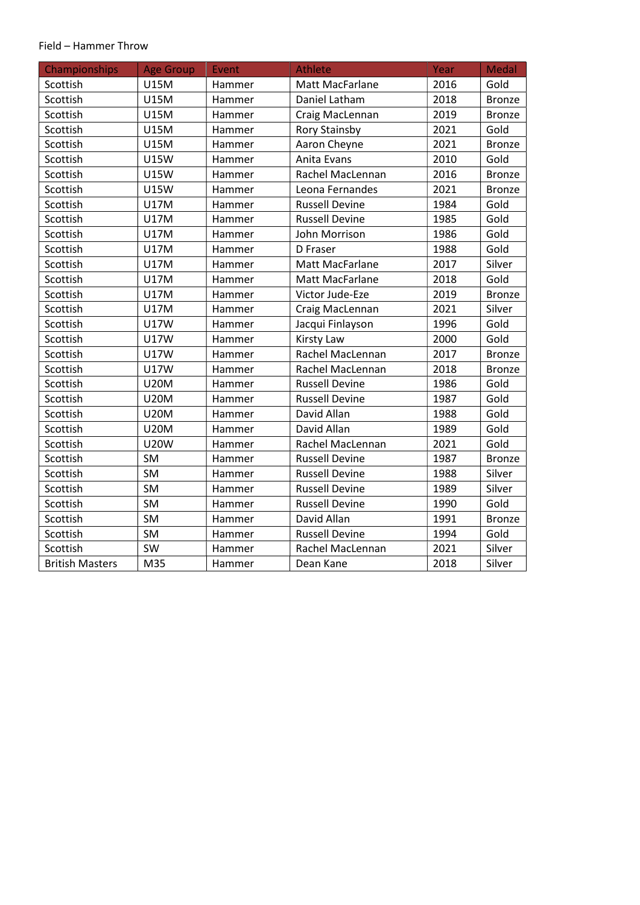Field – Hammer Throw

| Championships | Age Group | Event | Athlete | Year | Medal |
|---|---|---|---|---|---|
| Scottish | U15M | Hammer | Matt MacFarlane | 2016 | Gold |
| Scottish | U15M | Hammer | Daniel Latham | 2018 | Bronze |
| Scottish | U15M | Hammer | Craig MacLennan | 2019 | Bronze |
| Scottish | U15M | Hammer | Rory Stainsby | 2021 | Gold |
| Scottish | U15M | Hammer | Aaron Cheyne | 2021 | Bronze |
| Scottish | U15W | Hammer | Anita Evans | 2010 | Gold |
| Scottish | U15W | Hammer | Rachel MacLennan | 2016 | Bronze |
| Scottish | U15W | Hammer | Leona Fernandes | 2021 | Bronze |
| Scottish | U17M | Hammer | Russell Devine | 1984 | Gold |
| Scottish | U17M | Hammer | Russell Devine | 1985 | Gold |
| Scottish | U17M | Hammer | John Morrison | 1986 | Gold |
| Scottish | U17M | Hammer | D Fraser | 1988 | Gold |
| Scottish | U17M | Hammer | Matt MacFarlane | 2017 | Silver |
| Scottish | U17M | Hammer | Matt MacFarlane | 2018 | Gold |
| Scottish | U17M | Hammer | Victor Jude-Eze | 2019 | Bronze |
| Scottish | U17M | Hammer | Craig MacLennan | 2021 | Silver |
| Scottish | U17W | Hammer | Jacqui Finlayson | 1996 | Gold |
| Scottish | U17W | Hammer | Kirsty Law | 2000 | Gold |
| Scottish | U17W | Hammer | Rachel MacLennan | 2017 | Bronze |
| Scottish | U17W | Hammer | Rachel MacLennan | 2018 | Bronze |
| Scottish | U20M | Hammer | Russell Devine | 1986 | Gold |
| Scottish | U20M | Hammer | Russell Devine | 1987 | Gold |
| Scottish | U20M | Hammer | David Allan | 1988 | Gold |
| Scottish | U20M | Hammer | David Allan | 1989 | Gold |
| Scottish | U20W | Hammer | Rachel MacLennan | 2021 | Gold |
| Scottish | SM | Hammer | Russell Devine | 1987 | Bronze |
| Scottish | SM | Hammer | Russell Devine | 1988 | Silver |
| Scottish | SM | Hammer | Russell Devine | 1989 | Silver |
| Scottish | SM | Hammer | Russell Devine | 1990 | Gold |
| Scottish | SM | Hammer | David Allan | 1991 | Bronze |
| Scottish | SM | Hammer | Russell Devine | 1994 | Gold |
| Scottish | SW | Hammer | Rachel MacLennan | 2021 | Silver |
| British Masters | M35 | Hammer | Dean Kane | 2018 | Silver |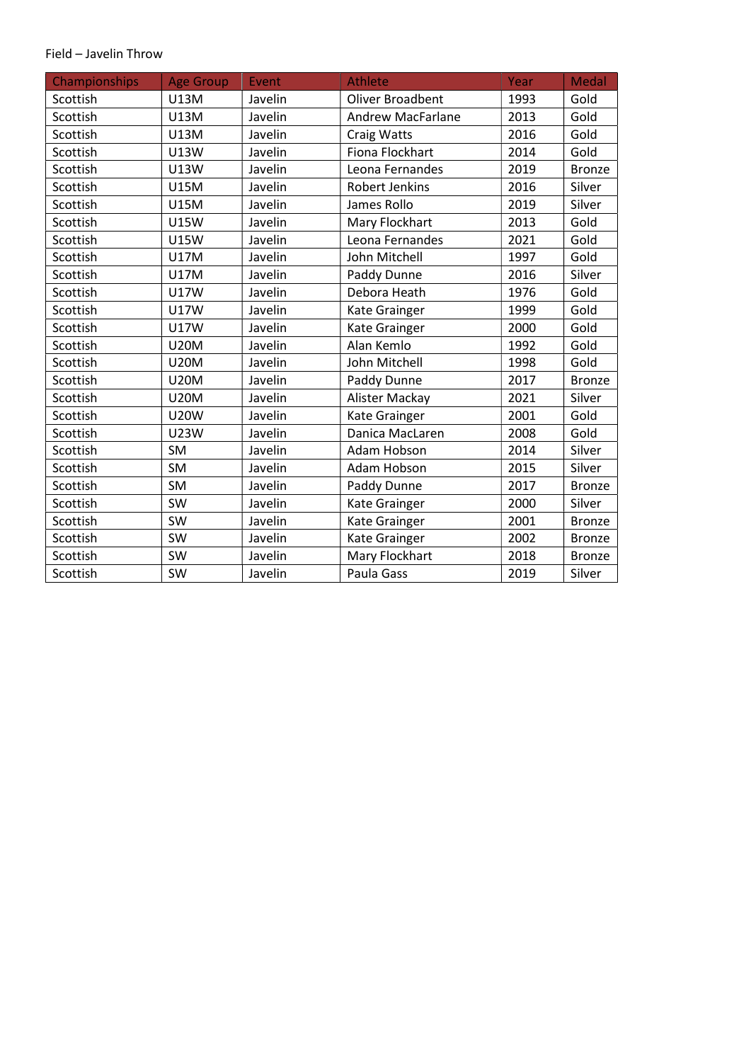Field – Javelin Throw

| Championships | Age Group | Event | Athlete | Year | Medal |
|---|---|---|---|---|---|
| Scottish | U13M | Javelin | Oliver Broadbent | 1993 | Gold |
| Scottish | U13M | Javelin | Andrew MacFarlane | 2013 | Gold |
| Scottish | U13M | Javelin | Craig Watts | 2016 | Gold |
| Scottish | U13W | Javelin | Fiona Flockhart | 2014 | Gold |
| Scottish | U13W | Javelin | Leona Fernandes | 2019 | Bronze |
| Scottish | U15M | Javelin | Robert Jenkins | 2016 | Silver |
| Scottish | U15M | Javelin | James Rollo | 2019 | Silver |
| Scottish | U15W | Javelin | Mary Flockhart | 2013 | Gold |
| Scottish | U15W | Javelin | Leona Fernandes | 2021 | Gold |
| Scottish | U17M | Javelin | John Mitchell | 1997 | Gold |
| Scottish | U17M | Javelin | Paddy Dunne | 2016 | Silver |
| Scottish | U17W | Javelin | Debora Heath | 1976 | Gold |
| Scottish | U17W | Javelin | Kate Grainger | 1999 | Gold |
| Scottish | U17W | Javelin | Kate Grainger | 2000 | Gold |
| Scottish | U20M | Javelin | Alan Kemlo | 1992 | Gold |
| Scottish | U20M | Javelin | John Mitchell | 1998 | Gold |
| Scottish | U20M | Javelin | Paddy Dunne | 2017 | Bronze |
| Scottish | U20M | Javelin | Alister Mackay | 2021 | Silver |
| Scottish | U20W | Javelin | Kate Grainger | 2001 | Gold |
| Scottish | U23W | Javelin | Danica MacLaren | 2008 | Gold |
| Scottish | SM | Javelin | Adam Hobson | 2014 | Silver |
| Scottish | SM | Javelin | Adam Hobson | 2015 | Silver |
| Scottish | SM | Javelin | Paddy Dunne | 2017 | Bronze |
| Scottish | SW | Javelin | Kate Grainger | 2000 | Silver |
| Scottish | SW | Javelin | Kate Grainger | 2001 | Bronze |
| Scottish | SW | Javelin | Kate Grainger | 2002 | Bronze |
| Scottish | SW | Javelin | Mary Flockhart | 2018 | Bronze |
| Scottish | SW | Javelin | Paula Gass | 2019 | Silver |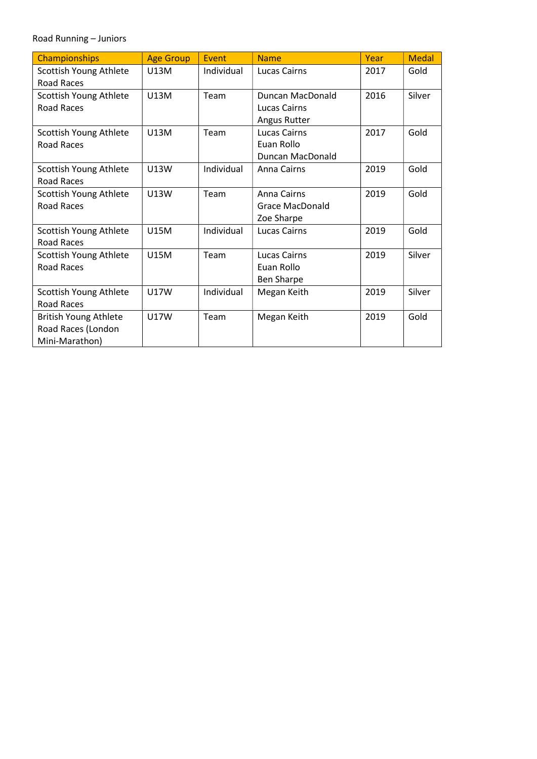Road Running – Juniors

| Championships | Age Group | Event | Name | Year | Medal |
|---|---|---|---|---|---|
| Scottish Young Athlete Road Races | U13M | Individual | Lucas Cairns | 2017 | Gold |
| Scottish Young Athlete Road Races | U13M | Team | Duncan MacDonald<br>Lucas Cairns<br>Angus Rutter | 2016 | Silver |
| Scottish Young Athlete Road Races | U13M | Team | Lucas Cairns<br>Euan Rollo<br>Duncan MacDonald | 2017 | Gold |
| Scottish Young Athlete Road Races | U13W | Individual | Anna Cairns | 2019 | Gold |
| Scottish Young Athlete Road Races | U13W | Team | Anna Cairns<br>Grace MacDonald<br>Zoe Sharpe | 2019 | Gold |
| Scottish Young Athlete Road Races | U15M | Individual | Lucas Cairns | 2019 | Gold |
| Scottish Young Athlete Road Races | U15M | Team | Lucas Cairns<br>Euan Rollo<br>Ben Sharpe | 2019 | Silver |
| Scottish Young Athlete Road Races | U17W | Individual | Megan Keith | 2019 | Silver |
| British Young Athlete Road Races (London Mini-Marathon) | U17W | Team | Megan Keith | 2019 | Gold |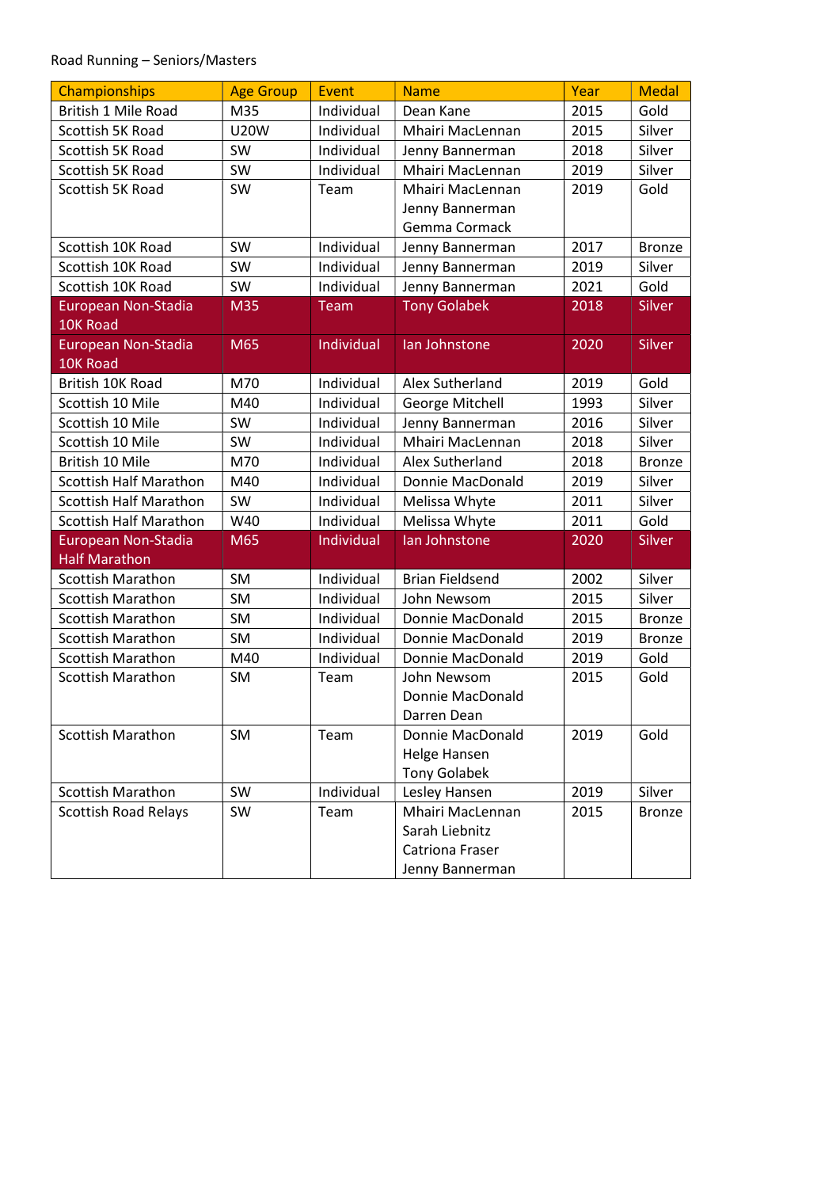Road Running – Seniors/Masters

| Championships | Age Group | Event | Name | Year | Medal |
|---|---|---|---|---|---|
| British 1 Mile Road | M35 | Individual | Dean Kane | 2015 | Gold |
| Scottish 5K Road | U20W | Individual | Mhairi MacLennan | 2015 | Silver |
| Scottish 5K Road | SW | Individual | Jenny Bannerman | 2018 | Silver |
| Scottish 5K Road | SW | Individual | Mhairi MacLennan | 2019 | Silver |
| Scottish 5K Road | SW | Team | Mhairi MacLennan<br>Jenny Bannerman<br>Gemma Cormack | 2019 | Gold |
| Scottish 10K Road | SW | Individual | Jenny Bannerman | 2017 | Bronze |
| Scottish 10K Road | SW | Individual | Jenny Bannerman | 2019 | Silver |
| Scottish 10K Road | SW | Individual | Jenny Bannerman | 2021 | Gold |
| European Non-Stadia 10K Road | M35 | Team | Tony Golabek | 2018 | Silver |
| European Non-Stadia 10K Road | M65 | Individual | Ian Johnstone | 2020 | Silver |
| British 10K Road | M70 | Individual | Alex Sutherland | 2019 | Gold |
| Scottish 10 Mile | M40 | Individual | George Mitchell | 1993 | Silver |
| Scottish 10 Mile | SW | Individual | Jenny Bannerman | 2016 | Silver |
| Scottish 10 Mile | SW | Individual | Mhairi MacLennan | 2018 | Silver |
| British 10 Mile | M70 | Individual | Alex Sutherland | 2018 | Bronze |
| Scottish Half Marathon | M40 | Individual | Donnie MacDonald | 2019 | Silver |
| Scottish Half Marathon | SW | Individual | Melissa Whyte | 2011 | Silver |
| Scottish Half Marathon | W40 | Individual | Melissa Whyte | 2011 | Gold |
| European Non-Stadia Half Marathon | M65 | Individual | Ian Johnstone | 2020 | Silver |
| Scottish Marathon | SM | Individual | Brian Fieldsend | 2002 | Silver |
| Scottish Marathon | SM | Individual | John Newsom | 2015 | Silver |
| Scottish Marathon | SM | Individual | Donnie MacDonald | 2015 | Bronze |
| Scottish Marathon | SM | Individual | Donnie MacDonald | 2019 | Bronze |
| Scottish Marathon | M40 | Individual | Donnie MacDonald | 2019 | Gold |
| Scottish Marathon | SM | Team | John Newsom<br>Donnie MacDonald<br>Darren Dean | 2015 | Gold |
| Scottish Marathon | SM | Team | Donnie MacDonald<br>Helge Hansen<br>Tony Golabek | 2019 | Gold |
| Scottish Marathon | SW | Individual | Lesley Hansen | 2019 | Silver |
| Scottish Road Relays | SW | Team | Mhairi MacLennan<br>Sarah Liebnitz<br>Catriona Fraser<br>Jenny Bannerman | 2015 | Bronze |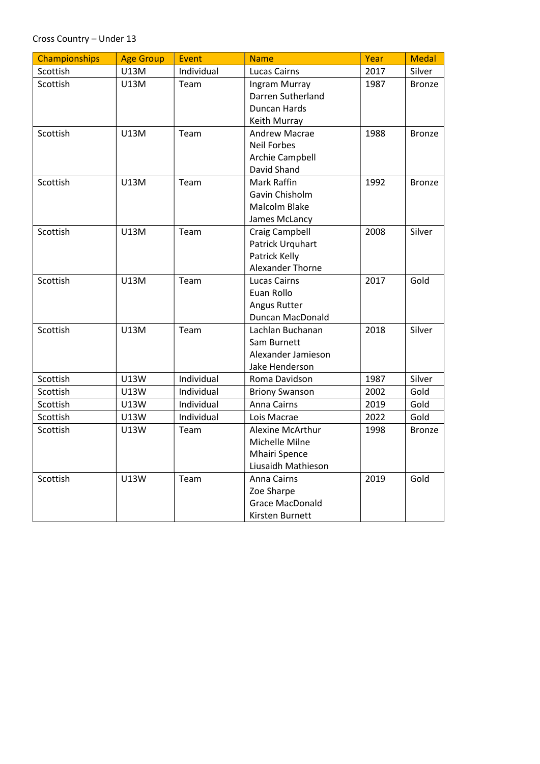Cross Country – Under 13

| Championships | Age Group | Event | Name | Year | Medal |
|---|---|---|---|---|---|
| Scottish | U13M | Individual | Lucas Cairns | 2017 | Silver |
| Scottish | U13M | Team | Ingram Murray<br>Darren Sutherland<br>Duncan Hards<br>Keith Murray | 1987 | Bronze |
| Scottish | U13M | Team | Andrew Macrae<br>Neil Forbes<br>Archie Campbell<br>David Shand | 1988 | Bronze |
| Scottish | U13M | Team | Mark Raffin<br>Gavin Chisholm<br>Malcolm Blake<br>James McLancy | 1992 | Bronze |
| Scottish | U13M | Team | Craig Campbell<br>Patrick Urquhart<br>Patrick Kelly<br>Alexander Thorne | 2008 | Silver |
| Scottish | U13M | Team | Lucas Cairns<br>Euan Rollo<br>Angus Rutter<br>Duncan MacDonald | 2017 | Gold |
| Scottish | U13M | Team | Lachlan Buchanan<br>Sam Burnett<br>Alexander Jamieson<br>Jake Henderson | 2018 | Silver |
| Scottish | U13W | Individual | Roma Davidson | 1987 | Silver |
| Scottish | U13W | Individual | Briony Swanson | 2002 | Gold |
| Scottish | U13W | Individual | Anna Cairns | 2019 | Gold |
| Scottish | U13W | Individual | Lois Macrae | 2022 | Gold |
| Scottish | U13W | Team | Alexine McArthur<br>Michelle Milne<br>Mhairi Spence<br>Liusaidh Mathieson | 1998 | Bronze |
| Scottish | U13W | Team | Anna Cairns<br>Zoe Sharpe<br>Grace MacDonald<br>Kirsten Burnett | 2019 | Gold |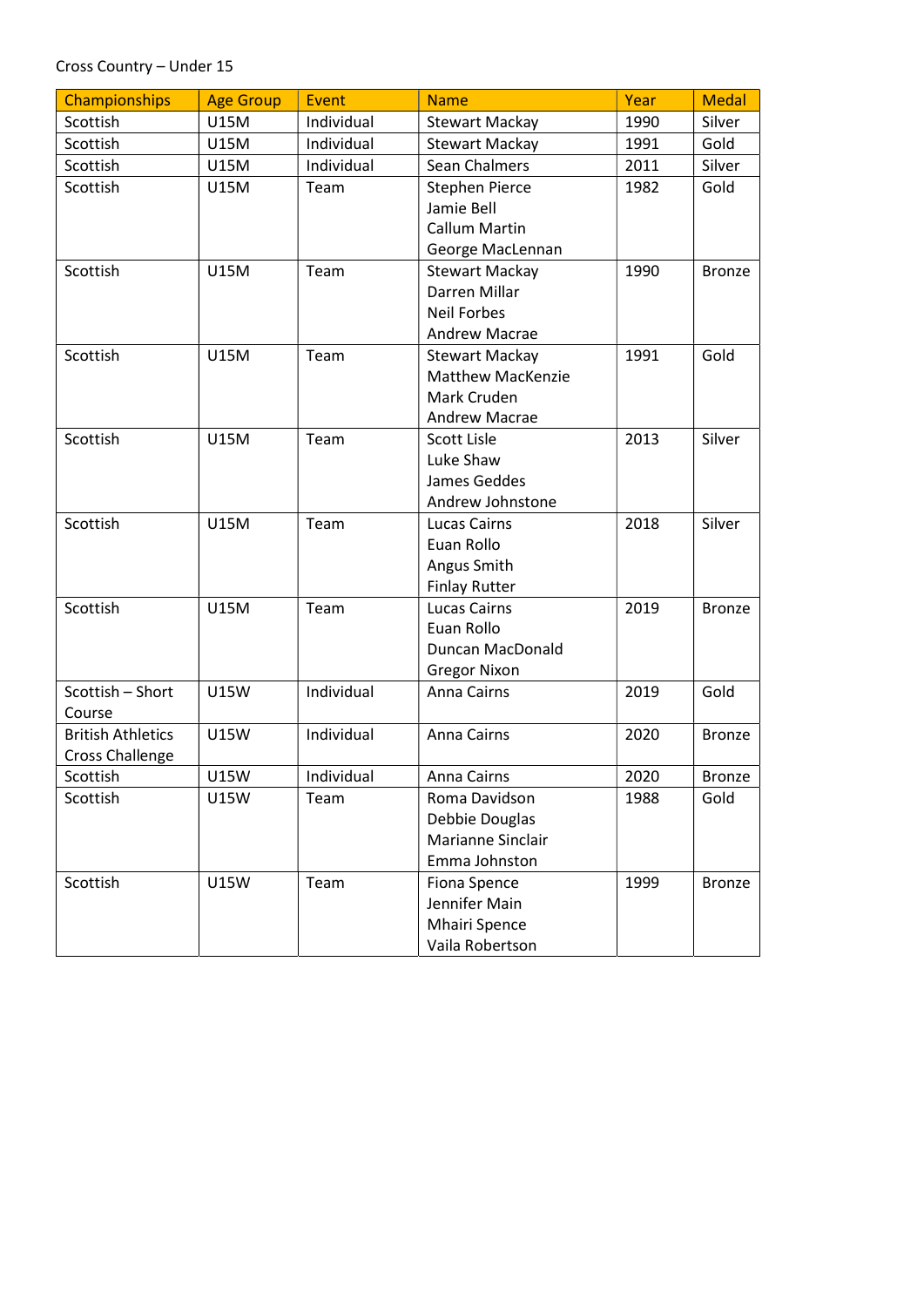Cross Country – Under 15

| Championships | Age Group | Event | Name | Year | Medal |
| --- | --- | --- | --- | --- | --- |
| Scottish | U15M | Individual | Stewart Mackay | 1990 | Silver |
| Scottish | U15M | Individual | Stewart Mackay | 1991 | Gold |
| Scottish | U15M | Individual | Sean Chalmers | 2011 | Silver |
| Scottish | U15M | Team | Stephen Pierce<br>Jamie Bell<br>Callum Martin<br>George MacLennan | 1982 | Gold |
| Scottish | U15M | Team | Stewart Mackay<br>Darren Millar<br>Neil Forbes<br>Andrew Macrae | 1990 | Bronze |
| Scottish | U15M | Team | Stewart Mackay<br>Matthew MacKenzie<br>Mark Cruden<br>Andrew Macrae | 1991 | Gold |
| Scottish | U15M | Team | Scott Lisle<br>Luke Shaw<br>James Geddes<br>Andrew Johnstone | 2013 | Silver |
| Scottish | U15M | Team | Lucas Cairns<br>Euan Rollo<br>Angus Smith<br>Finlay Rutter | 2018 | Silver |
| Scottish | U15M | Team | Lucas Cairns<br>Euan Rollo<br>Duncan MacDonald<br>Gregor Nixon | 2019 | Bronze |
| Scottish – Short Course | U15W | Individual | Anna Cairns | 2019 | Gold |
| British Athletics Cross Challenge | U15W | Individual | Anna Cairns | 2020 | Bronze |
| Scottish | U15W | Individual | Anna Cairns | 2020 | Bronze |
| Scottish | U15W | Team | Roma Davidson<br>Debbie Douglas<br>Marianne Sinclair<br>Emma Johnston | 1988 | Gold |
| Scottish | U15W | Team | Fiona Spence<br>Jennifer Main<br>Mhairi Spence<br>Vaila Robertson | 1999 | Bronze |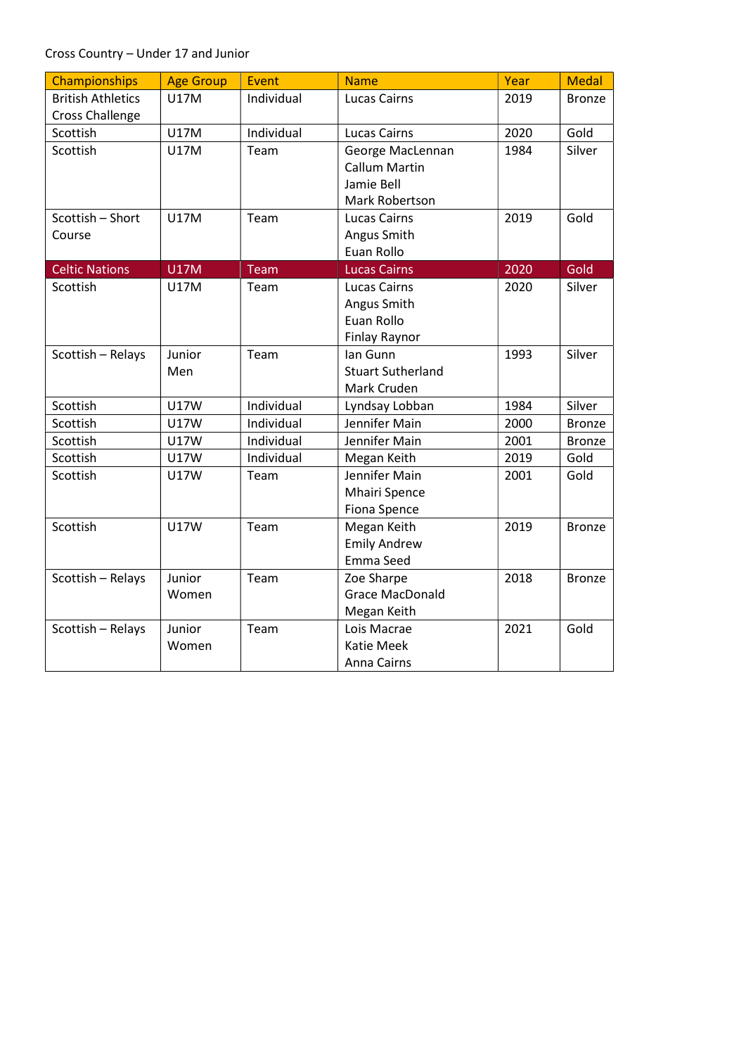Cross Country – Under 17 and Junior

| Championships | Age Group | Event | Name | Year | Medal |
|---|---|---|---|---|---|
| British Athletics Cross Challenge | U17M | Individual | Lucas Cairns | 2019 | Bronze |
| Scottish | U17M | Individual | Lucas Cairns | 2020 | Gold |
| Scottish | U17M | Team | George MacLennan<br>Callum Martin<br>Jamie Bell<br>Mark Robertson | 1984 | Silver |
| Scottish – Short Course | U17M | Team | Lucas Cairns<br>Angus Smith<br>Euan Rollo | 2019 | Gold |
| Celtic Nations | U17M | Team | Lucas Cairns | 2020 | Gold |
| Scottish | U17M | Team | Lucas Cairns<br>Angus Smith<br>Euan Rollo<br>Finlay Raynor | 2020 | Silver |
| Scottish – Relays | Junior Men | Team | Ian Gunn<br>Stuart Sutherland<br>Mark Cruden | 1993 | Silver |
| Scottish | U17W | Individual | Lyndsay Lobban | 1984 | Silver |
| Scottish | U17W | Individual | Jennifer Main | 2000 | Bronze |
| Scottish | U17W | Individual | Jennifer Main | 2001 | Bronze |
| Scottish | U17W | Individual | Megan Keith | 2019 | Gold |
| Scottish | U17W | Team | Jennifer Main<br>Mhairi Spence<br>Fiona Spence | 2001 | Gold |
| Scottish | U17W | Team | Megan Keith<br>Emily Andrew<br>Emma Seed | 2019 | Bronze |
| Scottish – Relays | Junior Women | Team | Zoe Sharpe<br>Grace MacDonald<br>Megan Keith | 2018 | Bronze |
| Scottish – Relays | Junior Women | Team | Lois Macrae<br>Katie Meek<br>Anna Cairns | 2021 | Gold |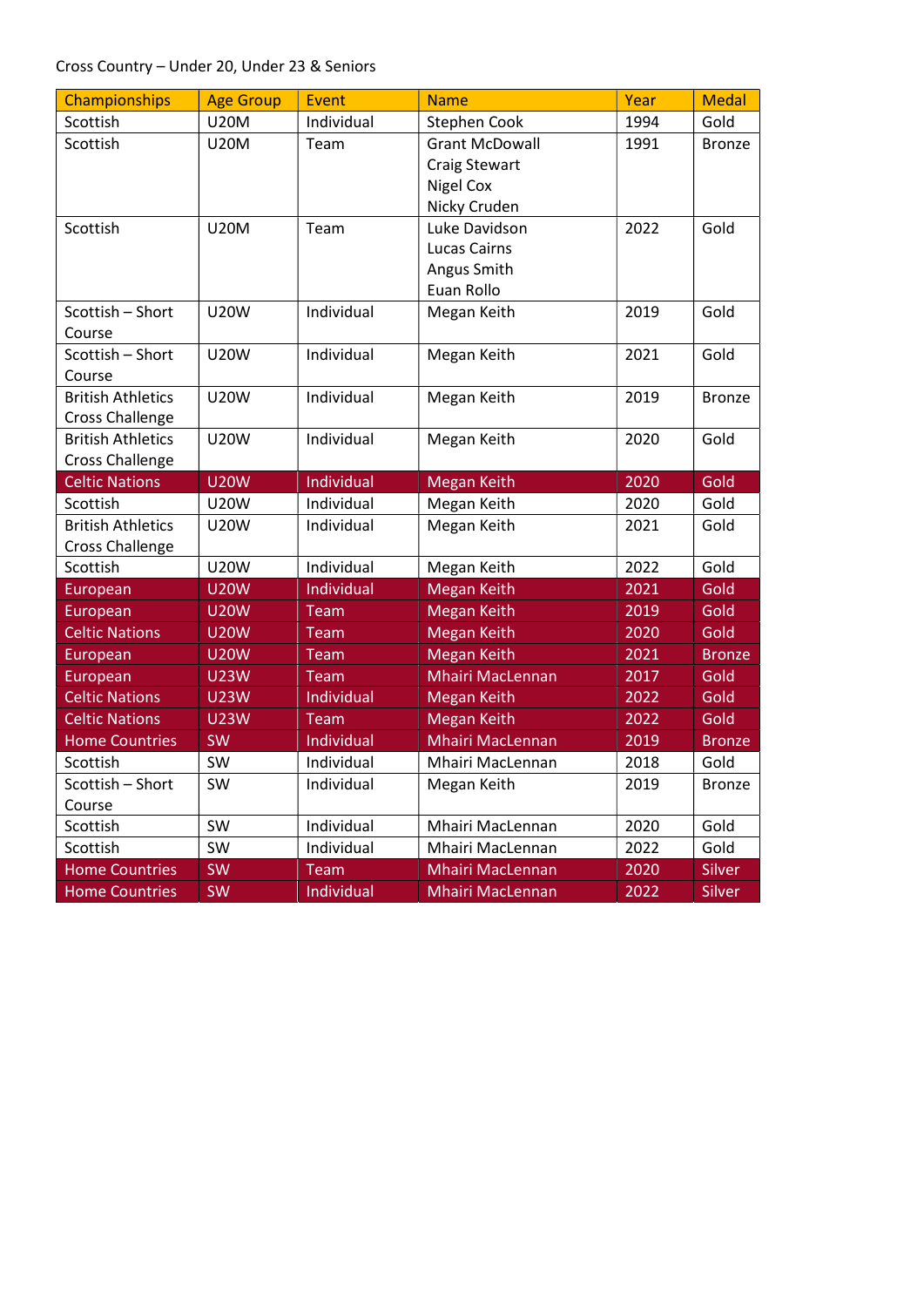Cross Country – Under 20, Under 23 & Seniors

| Championships | Age Group | Event | Name | Year | Medal |
| --- | --- | --- | --- | --- | --- |
| Scottish | U20M | Individual | Stephen Cook | 1994 | Gold |
| Scottish | U20M | Team | Grant McDowall<br>Craig Stewart<br>Nigel Cox<br>Nicky Cruden | 1991 | Bronze |
| Scottish | U20M | Team | Luke Davidson<br>Lucas Cairns<br>Angus Smith<br>Euan Rollo | 2022 | Gold |
| Scottish – Short Course | U20W | Individual | Megan Keith | 2019 | Gold |
| Scottish – Short Course | U20W | Individual | Megan Keith | 2021 | Gold |
| British Athletics Cross Challenge | U20W | Individual | Megan Keith | 2019 | Bronze |
| British Athletics Cross Challenge | U20W | Individual | Megan Keith | 2020 | Gold |
| Celtic Nations | U20W | Individual | Megan Keith | 2020 | Gold |
| Scottish | U20W | Individual | Megan Keith | 2020 | Gold |
| British Athletics Cross Challenge | U20W | Individual | Megan Keith | 2021 | Gold |
| Scottish | U20W | Individual | Megan Keith | 2022 | Gold |
| European | U20W | Individual | Megan Keith | 2021 | Gold |
| European | U20W | Team | Megan Keith | 2019 | Gold |
| Celtic Nations | U20W | Team | Megan Keith | 2020 | Gold |
| European | U20W | Team | Megan Keith | 2021 | Bronze |
| European | U23W | Team | Mhairi MacLennan | 2017 | Gold |
| Celtic Nations | U23W | Individual | Megan Keith | 2022 | Gold |
| Celtic Nations | U23W | Team | Megan Keith | 2022 | Gold |
| Home Countries | SW | Individual | Mhairi MacLennan | 2019 | Bronze |
| Scottish | SW | Individual | Mhairi MacLennan | 2018 | Gold |
| Scottish – Short Course | SW | Individual | Megan Keith | 2019 | Bronze |
| Scottish | SW | Individual | Mhairi MacLennan | 2020 | Gold |
| Scottish | SW | Individual | Mhairi MacLennan | 2022 | Gold |
| Home Countries | SW | Team | Mhairi MacLennan | 2020 | Silver |
| Home Countries | SW | Individual | Mhairi MacLennan | 2022 | Silver |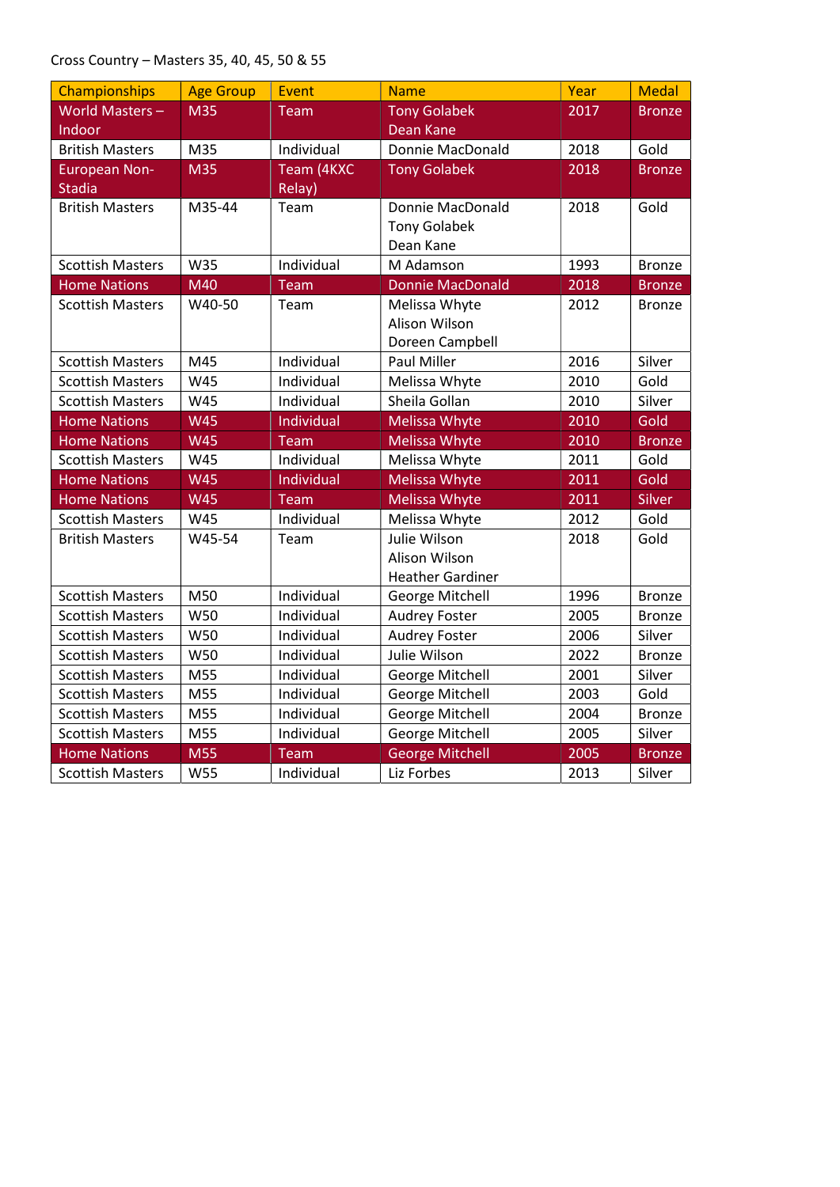Cross Country – Masters 35, 40, 45, 50 & 55

| Championships | Age Group | Event | Name | Year | Medal |
|---|---|---|---|---|---|
| World Masters – Indoor | M35 | Team | Tony Golabek<br>Dean Kane | 2017 | Bronze |
| British Masters | M35 | Individual | Donnie MacDonald | 2018 | Gold |
| European Non-Stadia | M35 | Team (4KXC Relay) | Tony Golabek | 2018 | Bronze |
| British Masters | M35-44 | Team | Donnie MacDonald<br>Tony Golabek<br>Dean Kane | 2018 | Gold |
| Scottish Masters | W35 | Individual | M Adamson | 1993 | Bronze |
| Home Nations | M40 | Team | Donnie MacDonald | 2018 | Bronze |
| Scottish Masters | W40-50 | Team | Melissa Whyte<br>Alison Wilson<br>Doreen Campbell | 2012 | Bronze |
| Scottish Masters | M45 | Individual | Paul Miller | 2016 | Silver |
| Scottish Masters | W45 | Individual | Melissa Whyte | 2010 | Gold |
| Scottish Masters | W45 | Individual | Sheila Gollan | 2010 | Silver |
| Home Nations | W45 | Individual | Melissa Whyte | 2010 | Gold |
| Home Nations | W45 | Team | Melissa Whyte | 2010 | Bronze |
| Scottish Masters | W45 | Individual | Melissa Whyte | 2011 | Gold |
| Home Nations | W45 | Individual | Melissa Whyte | 2011 | Gold |
| Home Nations | W45 | Team | Melissa Whyte | 2011 | Silver |
| Scottish Masters | W45 | Individual | Melissa Whyte | 2012 | Gold |
| British Masters | W45-54 | Team | Julie Wilson<br>Alison Wilson<br>Heather Gardiner | 2018 | Gold |
| Scottish Masters | M50 | Individual | George Mitchell | 1996 | Bronze |
| Scottish Masters | W50 | Individual | Audrey Foster | 2005 | Bronze |
| Scottish Masters | W50 | Individual | Audrey Foster | 2006 | Silver |
| Scottish Masters | W50 | Individual | Julie Wilson | 2022 | Bronze |
| Scottish Masters | M55 | Individual | George Mitchell | 2001 | Silver |
| Scottish Masters | M55 | Individual | George Mitchell | 2003 | Gold |
| Scottish Masters | M55 | Individual | George Mitchell | 2004 | Bronze |
| Scottish Masters | M55 | Individual | George Mitchell | 2005 | Silver |
| Home Nations | M55 | Team | George Mitchell | 2005 | Bronze |
| Scottish Masters | W55 | Individual | Liz Forbes | 2013 | Silver |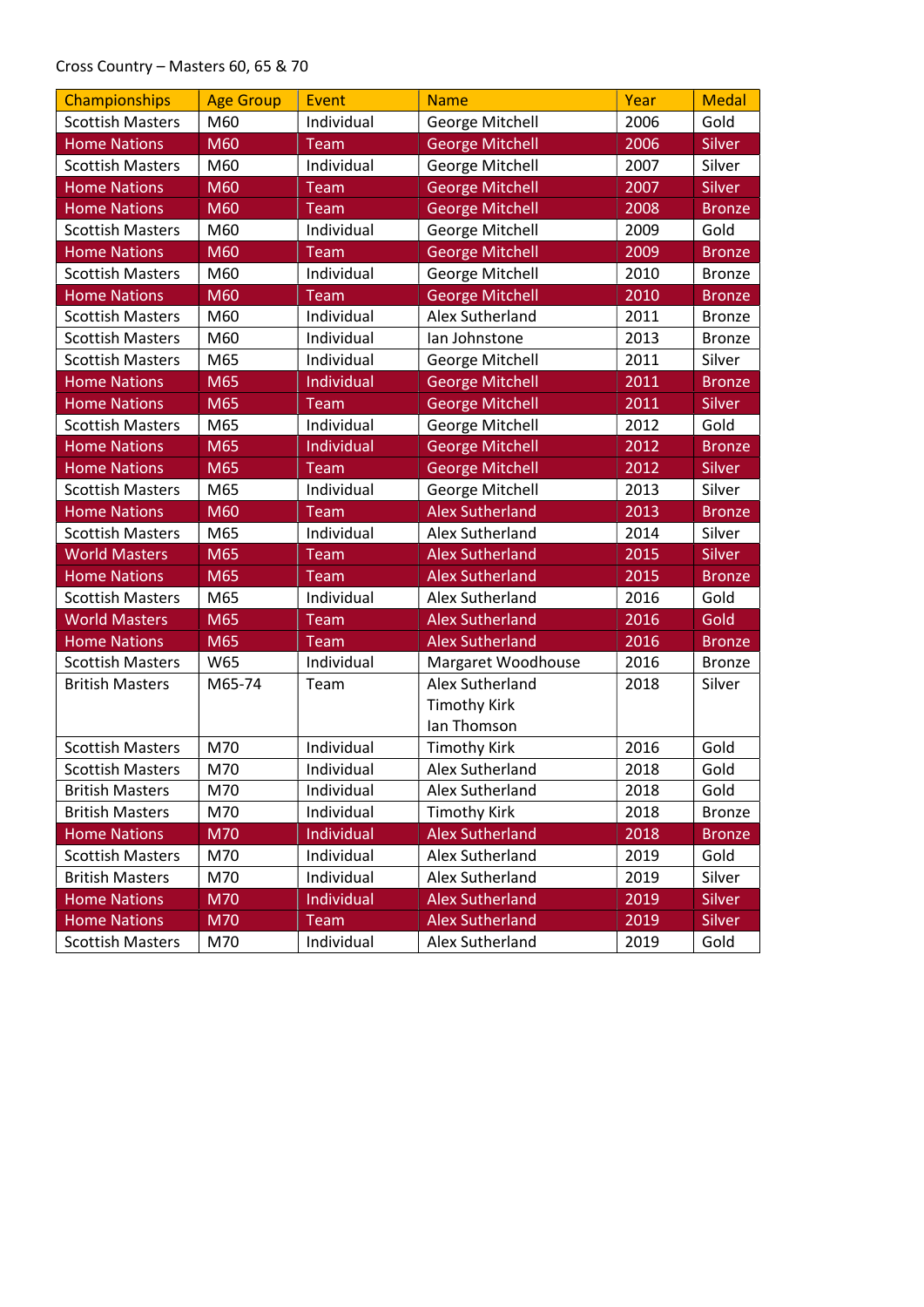Cross Country – Masters 60, 65 & 70

| Championships | Age Group | Event | Name | Year | Medal |
|---|---|---|---|---|---|
| Scottish Masters | M60 | Individual | George Mitchell | 2006 | Gold |
| Home Nations | M60 | Team | George Mitchell | 2006 | Silver |
| Scottish Masters | M60 | Individual | George Mitchell | 2007 | Silver |
| Home Nations | M60 | Team | George Mitchell | 2007 | Silver |
| Home Nations | M60 | Team | George Mitchell | 2008 | Bronze |
| Scottish Masters | M60 | Individual | George Mitchell | 2009 | Gold |
| Home Nations | M60 | Team | George Mitchell | 2009 | Bronze |
| Scottish Masters | M60 | Individual | George Mitchell | 2010 | Bronze |
| Home Nations | M60 | Team | George Mitchell | 2010 | Bronze |
| Scottish Masters | M60 | Individual | Alex Sutherland | 2011 | Bronze |
| Scottish Masters | M60 | Individual | Ian Johnstone | 2013 | Bronze |
| Scottish Masters | M65 | Individual | George Mitchell | 2011 | Silver |
| Home Nations | M65 | Individual | George Mitchell | 2011 | Bronze |
| Home Nations | M65 | Team | George Mitchell | 2011 | Silver |
| Scottish Masters | M65 | Individual | George Mitchell | 2012 | Gold |
| Home Nations | M65 | Individual | George Mitchell | 2012 | Bronze |
| Home Nations | M65 | Team | George Mitchell | 2012 | Silver |
| Scottish Masters | M65 | Individual | George Mitchell | 2013 | Silver |
| Home Nations | M60 | Team | Alex Sutherland | 2013 | Bronze |
| Scottish Masters | M65 | Individual | Alex Sutherland | 2014 | Silver |
| World Masters | M65 | Team | Alex Sutherland | 2015 | Silver |
| Home Nations | M65 | Team | Alex Sutherland | 2015 | Bronze |
| Scottish Masters | M65 | Individual | Alex Sutherland | 2016 | Gold |
| World Masters | M65 | Team | Alex Sutherland | 2016 | Gold |
| Home Nations | M65 | Team | Alex Sutherland | 2016 | Bronze |
| Scottish Masters | W65 | Individual | Margaret Woodhouse | 2016 | Bronze |
| British Masters | M65-74 | Team | Alex Sutherland<br>Timothy Kirk<br>Ian Thomson | 2018 | Silver |
| Scottish Masters | M70 | Individual | Timothy Kirk | 2016 | Gold |
| Scottish Masters | M70 | Individual | Alex Sutherland | 2018 | Gold |
| British Masters | M70 | Individual | Alex Sutherland | 2018 | Gold |
| British Masters | M70 | Individual | Timothy Kirk | 2018 | Bronze |
| Home Nations | M70 | Individual | Alex Sutherland | 2018 | Bronze |
| Scottish Masters | M70 | Individual | Alex Sutherland | 2019 | Gold |
| British Masters | M70 | Individual | Alex Sutherland | 2019 | Silver |
| Home Nations | M70 | Individual | Alex Sutherland | 2019 | Silver |
| Home Nations | M70 | Team | Alex Sutherland | 2019 | Silver |
| Scottish Masters | M70 | Individual | Alex Sutherland | 2019 | Gold |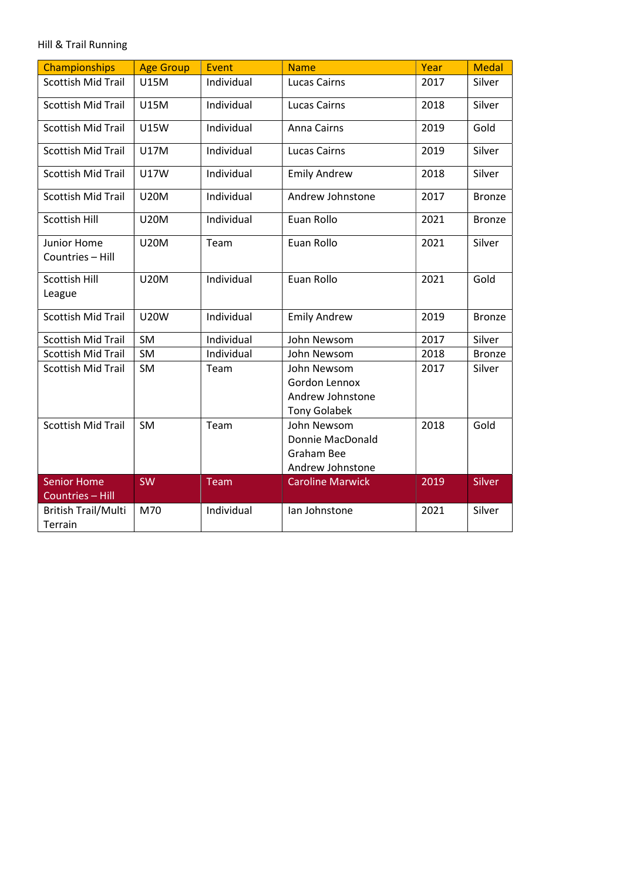Hill & Trail Running

| Championships | Age Group | Event | Name | Year | Medal |
|---|---|---|---|---|---|
| Scottish Mid Trail | U15M | Individual | Lucas Cairns | 2017 | Silver |
| Scottish Mid Trail | U15M | Individual | Lucas Cairns | 2018 | Silver |
| Scottish Mid Trail | U15W | Individual | Anna Cairns | 2019 | Gold |
| Scottish Mid Trail | U17M | Individual | Lucas Cairns | 2019 | Silver |
| Scottish Mid Trail | U17W | Individual | Emily Andrew | 2018 | Silver |
| Scottish Mid Trail | U20M | Individual | Andrew Johnstone | 2017 | Bronze |
| Scottish Hill | U20M | Individual | Euan Rollo | 2021 | Bronze |
| Junior Home Countries – Hill | U20M | Team | Euan Rollo | 2021 | Silver |
| Scottish Hill League | U20M | Individual | Euan Rollo | 2021 | Gold |
| Scottish Mid Trail | U20W | Individual | Emily Andrew | 2019 | Bronze |
| Scottish Mid Trail | SM | Individual | John Newsom | 2017 | Silver |
| Scottish Mid Trail | SM | Individual | John Newsom | 2018 | Bronze |
| Scottish Mid Trail | SM | Team | John Newsom<br>Gordon Lennox<br>Andrew Johnstone<br>Tony Golabek | 2017 | Silver |
| Scottish Mid Trail | SM | Team | John Newsom<br>Donnie MacDonald<br>Graham Bee<br>Andrew Johnstone | 2018 | Gold |
| Senior Home Countries – Hill | SW | Team | Caroline Marwick | 2019 | Silver |
| British Trail/Multi Terrain | M70 | Individual | Ian Johnstone | 2021 | Silver |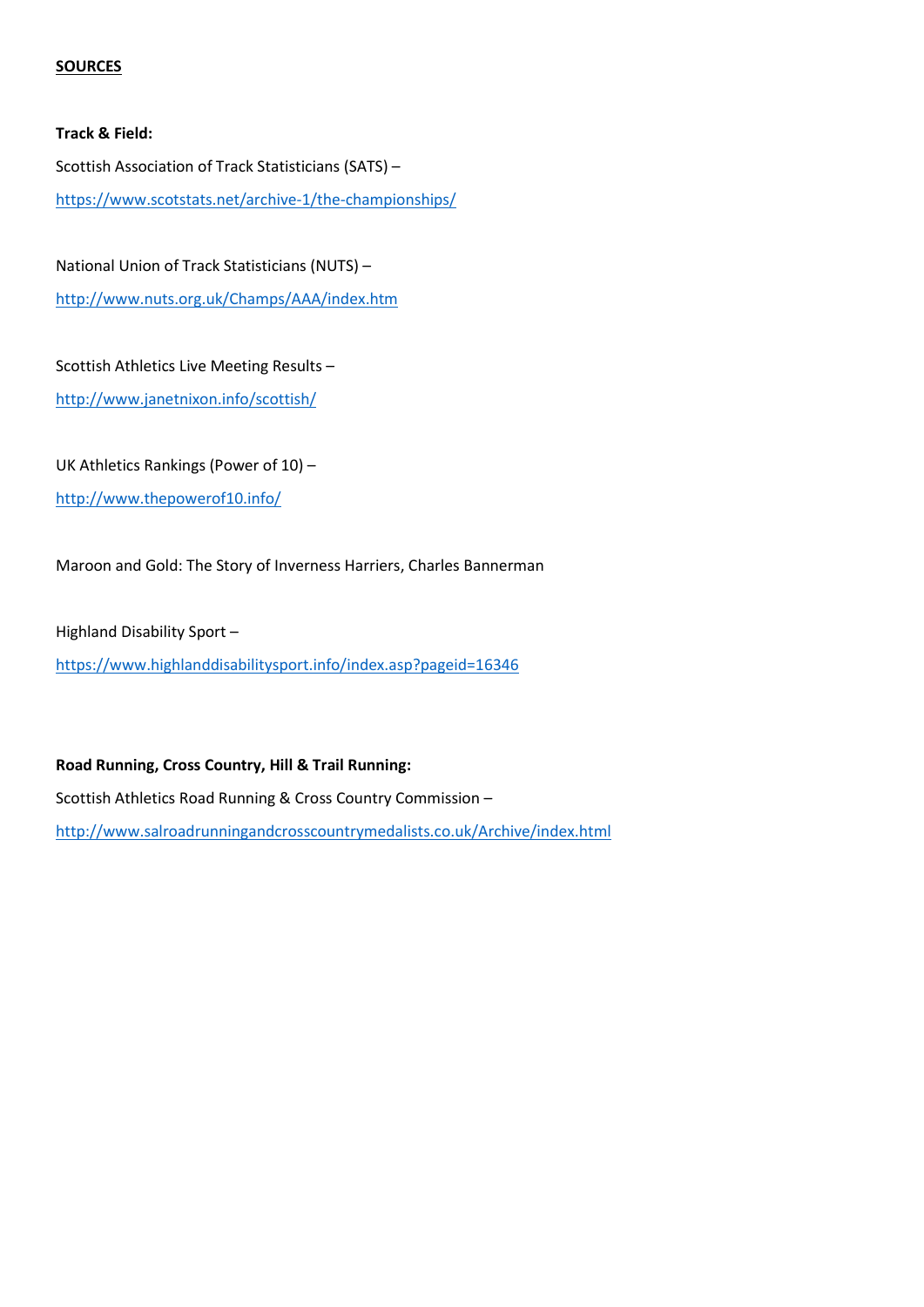**SOURCES**

**Track & Field:**

Scottish Association of Track Statisticians (SATS) –

https://www.scotstats.net/archive-1/the-championships/

National Union of Track Statisticians (NUTS) –

http://www.nuts.org.uk/Champs/AAA/index.htm

Scottish Athletics Live Meeting Results –

http://www.janetnixon.info/scottish/

UK Athletics Rankings (Power of 10) –

http://www.thepowerof10.info/

Maroon and Gold: The Story of Inverness Harriers, Charles Bannerman

Highland Disability Sport –

https://www.highlanddisabilitysport.info/index.asp?pageid=16346

**Road Running, Cross Country, Hill & Trail Running:**

Scottish Athletics Road Running & Cross Country Commission –

http://www.salroadrunningandcrosscountrymedalists.co.uk/Archive/index.html